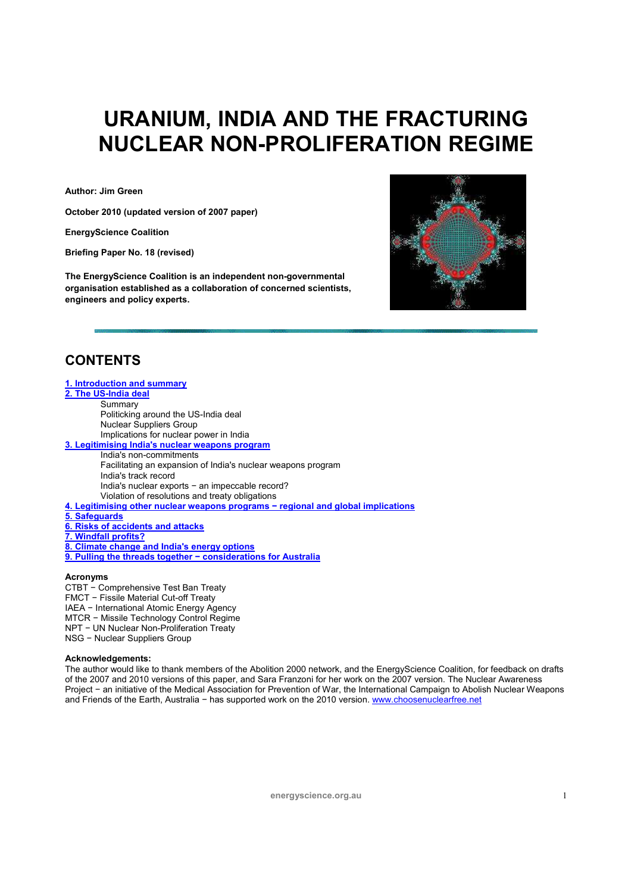# URANIUM, INDIA AND THE FRACTURING NUCLEAR NON-PROLIFERATION REGIME

**Author: Jim Green**

**October 2010 (updated version of 2007 paper)**

**EnergyScience Coalition**

**Briefing Paper No. 18 (revised)**

**The EnergyScience Coalition is an independent non-governmental organisation established as a collaboration of concerned scientists, engineers and policy experts.**

## CONTENTS

**1. Introduction and summary**

**2. The US-India deal**

- Summary
- Politicking around the US-India deal
- Nuclear Suppliers Group
- Implications for nuclear power in India

**3. Legitimising India's nuclear weapons program**

- India's non-commitments
- Facilitating an expansion of India's nuclear weapons program
- India's track record
- India's nuclear exports − an impeccable record?
- Violation of resolutions and treaty obligations

**4. Legitimising other nuclear weapons programs − regional and global implications**

**5. Safeguards**

**6. Risks of accidents and attacks**

**7. Windfall profits?**

**8. Climate change and India's energy options**

**9. Pulling the threads together − considerations for Australia**

**Acronyms**

CTBT − Comprehensive Test Ban Treaty
FMCT − Fissile Material Cut-off Treaty
IAEA − International Atomic Energy Agency
MTCR − Missile Technology Control Regime
NPT − UN Nuclear Non-Proliferation Treaty
NSG − Nuclear Suppliers Group

**Acknowledgements:**

The author would like to thank members of the Abolition 2000 network, and the EnergyScience Coalition, for feedback on drafts of the 2007 and 2010 versions of this paper, and Sara Franzoni for her work on the 2007 version. The Nuclear Awareness Project − an initiative of the Medical Association for Prevention of War, the International Campaign to Abolish Nuclear Weapons and Friends of the Earth, Australia − has supported work on the 2010 version. www.choosenuclearfree.net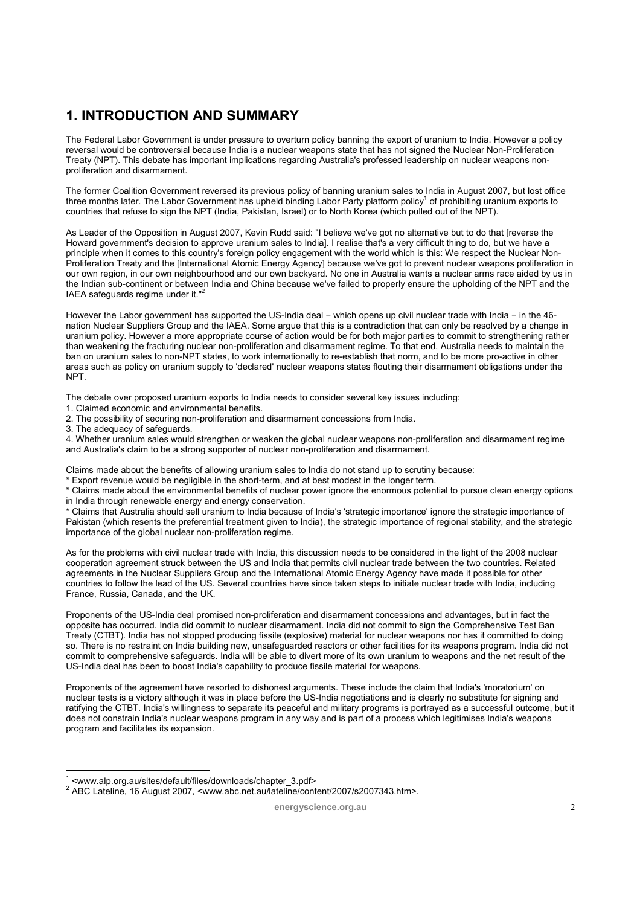# 1. INTRODUCTION AND SUMMARY

The Federal Labor Government is under pressure to overturn policy banning the export of uranium to India. However a policy reversal would be controversial because India is a nuclear weapons state that has not signed the Nuclear Non-Proliferation Treaty (NPT). This debate has important implications regarding Australia's professed leadership on nuclear weapons non-proliferation and disarmament.

The former Coalition Government reversed its previous policy of banning uranium sales to India in August 2007, but lost office three months later. The Labor Government has upheld binding Labor Party platform policy[1] of prohibiting uranium exports to countries that refuse to sign the NPT (India, Pakistan, Israel) or to North Korea (which pulled out of the NPT).

As Leader of the Opposition in August 2007, Kevin Rudd said: "I believe we've got no alternative but to do that [reverse the Howard government's decision to approve uranium sales to India]. I realise that's a very difficult thing to do, but we have a principle when it comes to this country's foreign policy engagement with the world which is this: We respect the Nuclear Non-Proliferation Treaty and the [International Atomic Energy Agency] because we've got to prevent nuclear weapons proliferation in our own region, in our own neighbourhood and our own backyard. No one in Australia wants a nuclear arms race aided by us in the Indian sub-continent or between India and China because we've failed to properly ensure the upholding of the NPT and the IAEA safeguards regime under it."[2]

However the Labor government has supported the US-India deal − which opens up civil nuclear trade with India − in the 46-nation Nuclear Suppliers Group and the IAEA. Some argue that this is a contradiction that can only be resolved by a change in uranium policy. However a more appropriate course of action would be for both major parties to commit to strengthening rather than weakening the fracturing nuclear non-proliferation and disarmament regime. To that end, Australia needs to maintain the ban on uranium sales to non-NPT states, to work internationally to re-establish that norm, and to be more pro-active in other areas such as policy on uranium supply to 'declared' nuclear weapons states flouting their disarmament obligations under the NPT.

The debate over proposed uranium exports to India needs to consider several key issues including:

1. Claimed economic and environmental benefits.
2. The possibility of securing non-proliferation and disarmament concessions from India.
3. The adequacy of safeguards.
4. Whether uranium sales would strengthen or weaken the global nuclear weapons non-proliferation and disarmament regime and Australia's claim to be a strong supporter of nuclear non-proliferation and disarmament.

Claims made about the benefits of allowing uranium sales to India do not stand up to scrutiny because:

* Export revenue would be negligible in the short-term, and at best modest in the longer term.
* Claims made about the environmental benefits of nuclear power ignore the enormous potential to pursue clean energy options in India through renewable energy and energy conservation.
* Claims that Australia should sell uranium to India because of India's 'strategic importance' ignore the strategic importance of Pakistan (which resents the preferential treatment given to India), the strategic importance of regional stability, and the strategic importance of the global nuclear non-proliferation regime.

As for the problems with civil nuclear trade with India, this discussion needs to be considered in the light of the 2008 nuclear cooperation agreement struck between the US and India that permits civil nuclear trade between the two countries. Related agreements in the Nuclear Suppliers Group and the International Atomic Energy Agency have made it possible for other countries to follow the lead of the US. Several countries have since taken steps to initiate nuclear trade with India, including France, Russia, Canada, and the UK.

Proponents of the US-India deal promised non-proliferation and disarmament concessions and advantages, but in fact the opposite has occurred. India did commit to nuclear disarmament. India did not commit to sign the Comprehensive Test Ban Treaty (CTBT). India has not stopped producing fissile (explosive) material for nuclear weapons nor has it committed to doing so. There is no restraint on India building new, unsafeguarded reactors or other facilities for its weapons program. India did not commit to comprehensive safeguards. India will be able to divert more of its own uranium to weapons and the net result of the US-India deal has been to boost India's capability to produce fissile material for weapons.

Proponents of the agreement have resorted to dishonest arguments. These include the claim that India's 'moratorium' on nuclear tests is a victory although it was in place before the US-India negotiations and is clearly no substitute for signing and ratifying the CTBT. India's willingness to separate its peaceful and military programs is portrayed as a successful outcome, but it does not constrain India's nuclear weapons program in any way and is part of a process which legitimises India's weapons program and facilitates its expansion.

---

[1] <www.alp.org.au/sites/default/files/downloads/chapter_3.pdf>

[2] ABC Lateline, 16 August 2007, <www.abc.net.au/lateline/content/2007/s2007343.htm>.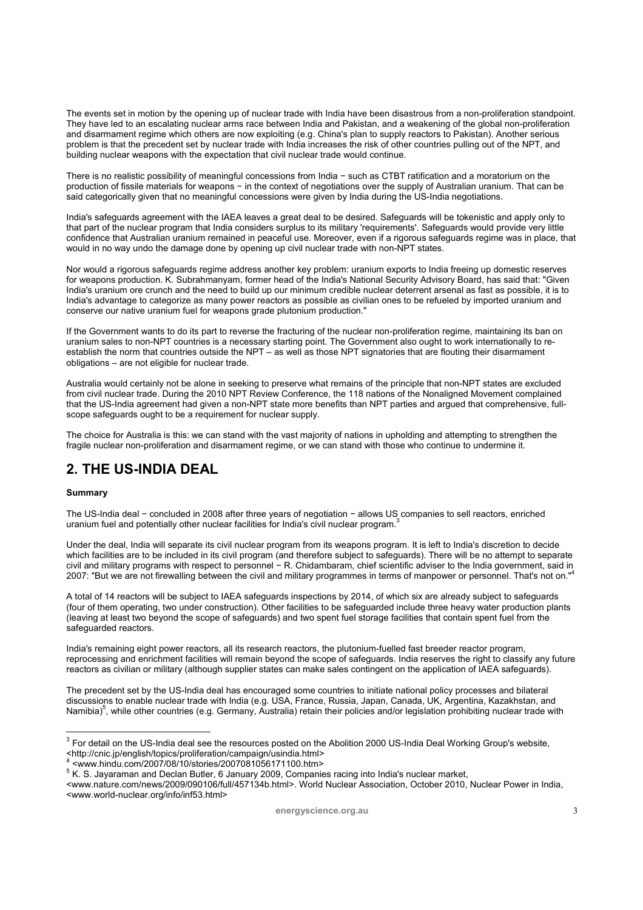The events set in motion by the opening up of nuclear trade with India have been disastrous from a non-proliferation standpoint. They have led to an escalating nuclear arms race between India and Pakistan, and a weakening of the global non-proliferation and disarmament regime which others are now exploiting (e.g. China's plan to supply reactors to Pakistan). Another serious problem is that the precedent set by nuclear trade with India increases the risk of other countries pulling out of the NPT, and building nuclear weapons with the expectation that civil nuclear trade would continue.

There is no realistic possibility of meaningful concessions from India − such as CTBT ratification and a moratorium on the production of fissile materials for weapons − in the context of negotiations over the supply of Australian uranium. That can be said categorically given that no meaningful concessions were given by India during the US-India negotiations.

India's safeguards agreement with the IAEA leaves a great deal to be desired. Safeguards will be tokenistic and apply only to that part of the nuclear program that India considers surplus to its military 'requirements'. Safeguards would provide very little confidence that Australian uranium remained in peaceful use. Moreover, even if a rigorous safeguards regime was in place, that would in no way undo the damage done by opening up civil nuclear trade with non-NPT states.

Nor would a rigorous safeguards regime address another key problem: uranium exports to India freeing up domestic reserves for weapons production. K. Subrahmanyam, former head of the India's National Security Advisory Board, has said that: "Given India's uranium ore crunch and the need to build up our minimum credible nuclear deterrent arsenal as fast as possible, it is to India's advantage to categorize as many power reactors as possible as civilian ones to be refueled by imported uranium and conserve our native uranium fuel for weapons grade plutonium production."

If the Government wants to do its part to reverse the fracturing of the nuclear non-proliferation regime, maintaining its ban on uranium sales to non-NPT countries is a necessary starting point. The Government also ought to work internationally to re-establish the norm that countries outside the NPT – as well as those NPT signatories that are flouting their disarmament obligations – are not eligible for nuclear trade.

Australia would certainly not be alone in seeking to preserve what remains of the principle that non-NPT states are excluded from civil nuclear trade. During the 2010 NPT Review Conference, the 118 nations of the Nonaligned Movement complained that the US-India agreement had given a non-NPT state more benefits than NPT parties and argued that comprehensive, full-scope safeguards ought to be a requirement for nuclear supply.

The choice for Australia is this: we can stand with the vast majority of nations in upholding and attempting to strengthen the fragile nuclear non-proliferation and disarmament regime, or we can stand with those who continue to undermine it.

# 2. THE US-INDIA DEAL

**Summary**

The US-India deal − concluded in 2008 after three years of negotiation − allows US companies to sell reactors, enriched uranium fuel and potentially other nuclear facilities for India's civil nuclear program.[3]

Under the deal, India will separate its civil nuclear program from its weapons program. It is left to India's discretion to decide which facilities are to be included in its civil program (and therefore subject to safeguards). There will be no attempt to separate civil and military programs with respect to personnel − R. Chidambaram, chief scientific adviser to the India government, said in 2007: "But we are not firewalling between the civil and military programmes in terms of manpower or personnel. That's not on."[4]

A total of 14 reactors will be subject to IAEA safeguards inspections by 2014, of which six are already subject to safeguards (four of them operating, two under construction). Other facilities to be safeguarded include three heavy water production plants (leaving at least two beyond the scope of safeguards) and two spent fuel storage facilities that contain spent fuel from the safeguarded reactors.

India's remaining eight power reactors, all its research reactors, the plutonium-fuelled fast breeder reactor program, reprocessing and enrichment facilities will remain beyond the scope of safeguards. India reserves the right to classify any future reactors as civilian or military (although supplier states can make sales contingent on the application of IAEA safeguards).

The precedent set by the US-India deal has encouraged some countries to initiate national policy processes and bilateral discussions to enable nuclear trade with India (e.g. USA, France, Russia, Japan, Canada, UK, Argentina, Kazakhstan, and Namibia)[5], while other countries (e.g. Germany, Australia) retain their policies and/or legislation prohibiting nuclear trade with

---

[3] For detail on the US-India deal see the resources posted on the Abolition 2000 US-India Deal Working Group's website, <http://cnic.jp/english/topics/proliferation/campaign/usindia.html>

[4] <www.hindu.com/2007/08/10/stories/2007081056171100.htm>

[5] K. S. Jayaraman and Declan Butler, 6 January 2009, Companies racing into India's nuclear market, <www.nature.com/news/2009/090106/full/457134b.html>. World Nuclear Association, October 2010, Nuclear Power in India, <www.world-nuclear.org/info/inf53.html>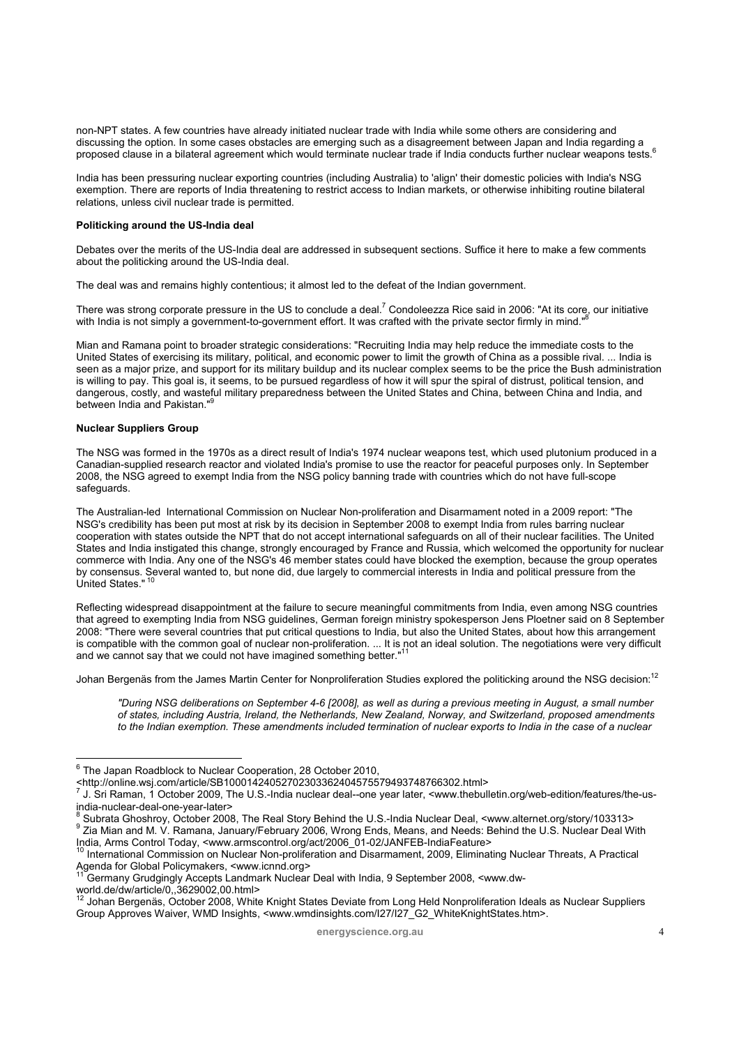non-NPT states. A few countries have already initiated nuclear trade with India while some others are considering and discussing the option. In some cases obstacles are emerging such as a disagreement between Japan and India regarding a proposed clause in a bilateral agreement which would terminate nuclear trade if India conducts further nuclear weapons tests.[6]

India has been pressuring nuclear exporting countries (including Australia) to 'align' their domestic policies with India's NSG exemption. There are reports of India threatening to restrict access to Indian markets, or otherwise inhibiting routine bilateral relations, unless civil nuclear trade is permitted.

**Politicking around the US-India deal**

Debates over the merits of the US-India deal are addressed in subsequent sections. Suffice it here to make a few comments about the politicking around the US-India deal.

The deal was and remains highly contentious; it almost led to the defeat of the Indian government.

There was strong corporate pressure in the US to conclude a deal.[7] Condoleezza Rice said in 2006: "At its core, our initiative with India is not simply a government-to-government effort. It was crafted with the private sector firmly in mind."[8]

Mian and Ramana point to broader strategic considerations: "Recruiting India may help reduce the immediate costs to the United States of exercising its military, political, and economic power to limit the growth of China as a possible rival. ... India is seen as a major prize, and support for its military buildup and its nuclear complex seems to be the price the Bush administration is willing to pay. This goal is, it seems, to be pursued regardless of how it will spur the spiral of distrust, political tension, and dangerous, costly, and wasteful military preparedness between the United States and China, between China and India, and between India and Pakistan."[9]

**Nuclear Suppliers Group**

The NSG was formed in the 1970s as a direct result of India's 1974 nuclear weapons test, which used plutonium produced in a Canadian-supplied research reactor and violated India's promise to use the reactor for peaceful purposes only. In September 2008, the NSG agreed to exempt India from the NSG policy banning trade with countries which do not have full-scope safeguards.

The Australian-led International Commission on Nuclear Non-proliferation and Disarmament noted in a 2009 report: "The NSG's credibility has been put most at risk by its decision in September 2008 to exempt India from rules barring nuclear cooperation with states outside the NPT that do not accept international safeguards on all of their nuclear facilities. The United States and India instigated this change, strongly encouraged by France and Russia, which welcomed the opportunity for nuclear commerce with India. Any one of the NSG's 46 member states could have blocked the exemption, because the group operates by consensus. Several wanted to, but none did, due largely to commercial interests in India and political pressure from the United States." [10]

Reflecting widespread disappointment at the failure to secure meaningful commitments from India, even among NSG countries that agreed to exempting India from NSG guidelines, German foreign ministry spokesperson Jens Ploetner said on 8 September 2008: "There were several countries that put critical questions to India, but also the United States, about how this arrangement is compatible with the common goal of nuclear non-proliferation. ... It is not an ideal solution. The negotiations were very difficult and we cannot say that we could not have imagined something better."[11]

Johan Bergenäs from the James Martin Center for Nonproliferation Studies explored the politicking around the NSG decision:[12]

> *"During NSG deliberations on September 4-6 [2008], as well as during a previous meeting in August, a small number of states, including Austria, Ireland, the Netherlands, New Zealand, Norway, and Switzerland, proposed amendments to the Indian exemption. These amendments included termination of nuclear exports to India in the case of a nuclear*

---

[6] The Japan Roadblock to Nuclear Cooperation, 28 October 2010, <http://online.wsj.com/article/SB10001424052702303362404575579493748766302.html>

[7] J. Sri Raman, 1 October 2009, The U.S.-India nuclear deal--one year later, <www.thebulletin.org/web-edition/features/the-us-india-nuclear-deal-one-year-later>

[8] Subrata Ghoshroy, October 2008, The Real Story Behind the U.S.-India Nuclear Deal, <www.alternet.org/story/103313>

[9] Zia Mian and M. V. Ramana, January/February 2006, Wrong Ends, Means, and Needs: Behind the U.S. Nuclear Deal With India, Arms Control Today, <www.armscontrol.org/act/2006_01-02/JANFEB-IndiaFeature>

[10] International Commission on Nuclear Non-proliferation and Disarmament, 2009, Eliminating Nuclear Threats, A Practical Agenda for Global Policymakers, <www.icnnd.org>

[11] Germany Grudgingly Accepts Landmark Nuclear Deal with India, 9 September 2008, <www.dw-world.de/dw/article/0,,3629002,00.html>

[12] Johan Bergenäs, October 2008, White Knight States Deviate from Long Held Nonproliferation Ideals as Nuclear Suppliers Group Approves Waiver, WMD Insights, <www.wmdinsights.com/I27/I27_G2_WhiteKnightStates.htm>.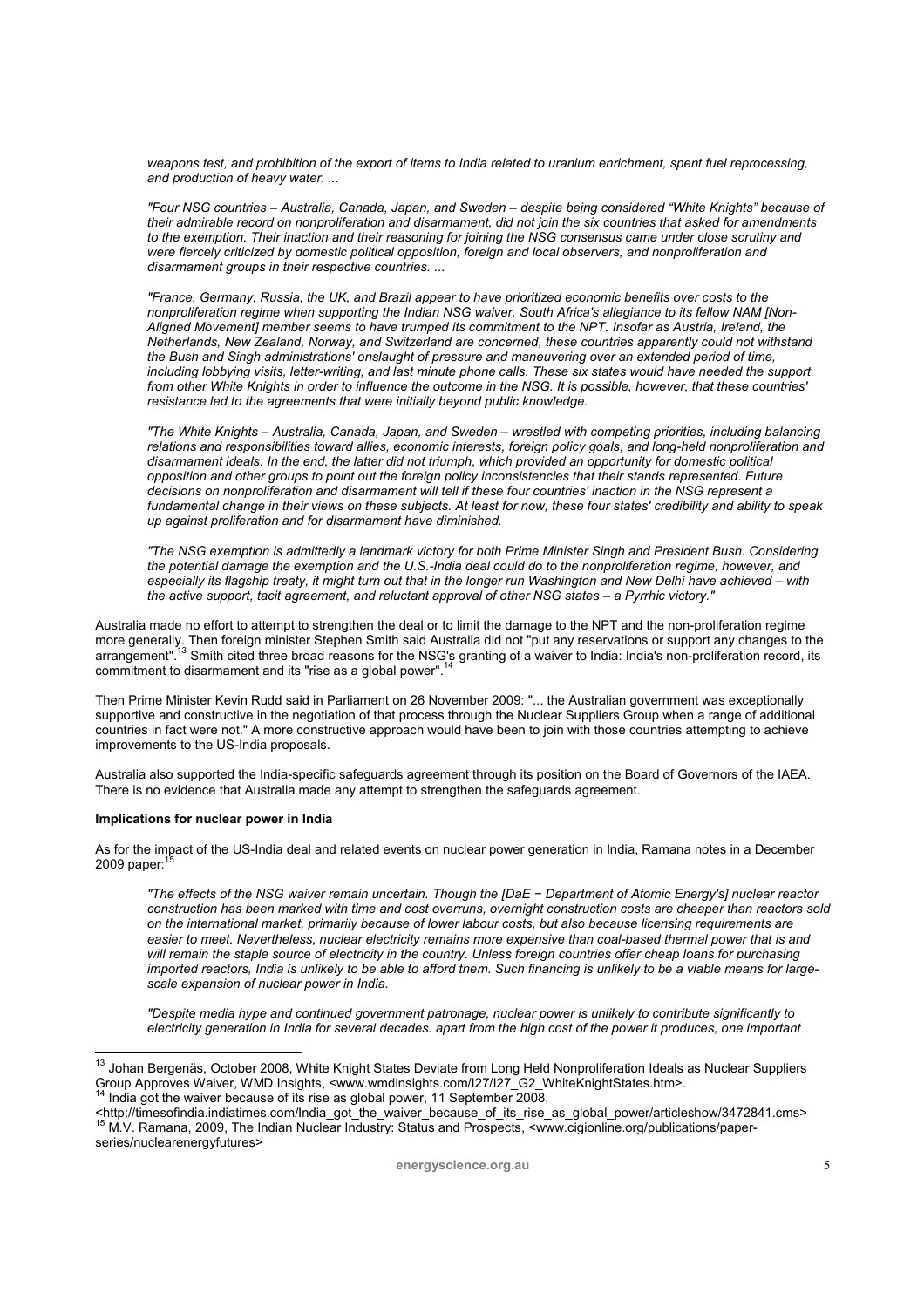*weapons test, and prohibition of the export of items to India related to uranium enrichment, spent fuel reprocessing, and production of heavy water. ...*

*"Four NSG countries – Australia, Canada, Japan, and Sweden – despite being considered "White Knights" because of their admirable record on nonproliferation and disarmament, did not join the six countries that asked for amendments to the exemption. Their inaction and their reasoning for joining the NSG consensus came under close scrutiny and were fiercely criticized by domestic political opposition, foreign and local observers, and nonproliferation and disarmament groups in their respective countries. ...*

*"France, Germany, Russia, the UK, and Brazil appear to have prioritized economic benefits over costs to the nonproliferation regime when supporting the Indian NSG waiver. South Africa's allegiance to its fellow NAM [Non-Aligned Movement] member seems to have trumped its commitment to the NPT. Insofar as Austria, Ireland, the Netherlands, New Zealand, Norway, and Switzerland are concerned, these countries apparently could not withstand the Bush and Singh administrations' onslaught of pressure and maneuvering over an extended period of time, including lobbying visits, letter-writing, and last minute phone calls. These six states would have needed the support from other White Knights in order to influence the outcome in the NSG. It is possible, however, that these countries' resistance led to the agreements that were initially beyond public knowledge.*

*"The White Knights – Australia, Canada, Japan, and Sweden – wrestled with competing priorities, including balancing relations and responsibilities toward allies, economic interests, foreign policy goals, and long-held nonproliferation and disarmament ideals. In the end, the latter did not triumph, which provided an opportunity for domestic political opposition and other groups to point out the foreign policy inconsistencies that their stands represented. Future decisions on nonproliferation and disarmament will tell if these four countries' inaction in the NSG represent a fundamental change in their views on these subjects. At least for now, these four states' credibility and ability to speak up against proliferation and for disarmament have diminished.*

*"The NSG exemption is admittedly a landmark victory for both Prime Minister Singh and President Bush. Considering the potential damage the exemption and the U.S.-India deal could do to the nonproliferation regime, however, and especially its flagship treaty, it might turn out that in the longer run Washington and New Delhi have achieved – with the active support, tacit agreement, and reluctant approval of other NSG states – a Pyrrhic victory."*

Australia made no effort to attempt to strengthen the deal or to limit the damage to the NPT and the non-proliferation regime more generally. Then foreign minister Stephen Smith said Australia did not "put any reservations or support any changes to the arrangement".[13] Smith cited three broad reasons for the NSG's granting of a waiver to India: India's non-proliferation record, its commitment to disarmament and its "rise as a global power".[14]

Then Prime Minister Kevin Rudd said in Parliament on 26 November 2009: "... the Australian government was exceptionally supportive and constructive in the negotiation of that process through the Nuclear Suppliers Group when a range of additional countries in fact were not." A more constructive approach would have been to join with those countries attempting to achieve improvements to the US-India proposals.

Australia also supported the India-specific safeguards agreement through its position on the Board of Governors of the IAEA. There is no evidence that Australia made any attempt to strengthen the safeguards agreement.

**Implications for nuclear power in India**

As for the impact of the US-India deal and related events on nuclear power generation in India, Ramana notes in a December 2009 paper:[15]

*"The effects of the NSG waiver remain uncertain. Though the [DaE − Department of Atomic Energy's] nuclear reactor construction has been marked with time and cost overruns, overnight construction costs are cheaper than reactors sold on the international market, primarily because of lower labour costs, but also because licensing requirements are easier to meet. Nevertheless, nuclear electricity remains more expensive than coal-based thermal power that is and will remain the staple source of electricity in the country. Unless foreign countries offer cheap loans for purchasing imported reactors, India is unlikely to be able to afford them. Such financing is unlikely to be a viable means for large-scale expansion of nuclear power in India.*

*"Despite media hype and continued government patronage, nuclear power is unlikely to contribute significantly to electricity generation in India for several decades. apart from the high cost of the power it produces, one important*

---

[13] Johan Bergenäs, October 2008, White Knight States Deviate from Long Held Nonproliferation Ideals as Nuclear Suppliers Group Approves Waiver, WMD Insights, <www.wmdinsights.com/I27/I27_G2_WhiteKnightStates.htm>.

[14] India got the waiver because of its rise as global power, 11 September 2008, <http://timesofindia.indiatimes.com/India_got_the_waiver_because_of_its_rise_as_global_power/articleshow/3472841.cms>

[15] M.V. Ramana, 2009, The Indian Nuclear Industry: Status and Prospects, <www.cigionline.org/publications/paper-series/nuclearenergyfutures>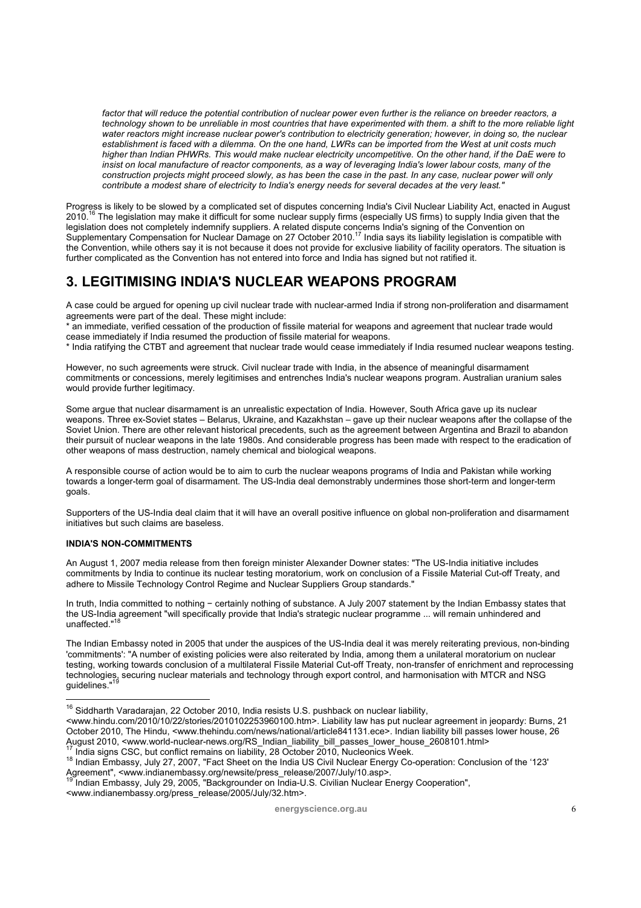*factor that will reduce the potential contribution of nuclear power even further is the reliance on breeder reactors, a technology shown to be unreliable in most countries that have experimented with them. a shift to the more reliable light water reactors might increase nuclear power's contribution to electricity generation; however, in doing so, the nuclear establishment is faced with a dilemma. On the one hand, LWRs can be imported from the West at unit costs much higher than Indian PHWRs. This would make nuclear electricity uncompetitive. On the other hand, if the DaE were to insist on local manufacture of reactor components, as a way of leveraging India's lower labour costs, many of the construction projects might proceed slowly, as has been the case in the past. In any case, nuclear power will only contribute a modest share of electricity to India's energy needs for several decades at the very least."*

Progress is likely to be slowed by a complicated set of disputes concerning India's Civil Nuclear Liability Act, enacted in August 2010.[16] The legislation may make it difficult for some nuclear supply firms (especially US firms) to supply India given that the legislation does not completely indemnify suppliers. A related dispute concerns India's signing of the Convention on Supplementary Compensation for Nuclear Damage on 27 October 2010.[17] India says its liability legislation is compatible with the Convention, while others say it is not because it does not provide for exclusive liability of facility operators. The situation is further complicated as the Convention has not entered into force and India has signed but not ratified it.

# 3. LEGITIMISING INDIA'S NUCLEAR WEAPONS PROGRAM

A case could be argued for opening up civil nuclear trade with nuclear-armed India if strong non-proliferation and disarmament agreements were part of the deal. These might include:

* an immediate, verified cessation of the production of fissile material for weapons and agreement that nuclear trade would cease immediately if India resumed the production of fissile material for weapons.
* India ratifying the CTBT and agreement that nuclear trade would cease immediately if India resumed nuclear weapons testing.

However, no such agreements were struck. Civil nuclear trade with India, in the absence of meaningful disarmament commitments or concessions, merely legitimises and entrenches India's nuclear weapons program. Australian uranium sales would provide further legitimacy.

Some argue that nuclear disarmament is an unrealistic expectation of India. However, South Africa gave up its nuclear weapons. Three ex-Soviet states – Belarus, Ukraine, and Kazakhstan – gave up their nuclear weapons after the collapse of the Soviet Union. There are other relevant historical precedents, such as the agreement between Argentina and Brazil to abandon their pursuit of nuclear weapons in the late 1980s. And considerable progress has been made with respect to the eradication of other weapons of mass destruction, namely chemical and biological weapons.

A responsible course of action would be to aim to curb the nuclear weapons programs of India and Pakistan while working towards a longer-term goal of disarmament. The US-India deal demonstrably undermines those short-term and longer-term goals.

Supporters of the US-India deal claim that it will have an overall positive influence on global non-proliferation and disarmament initiatives but such claims are baseless.

### INDIA'S NON-COMMITMENTS

An August 1, 2007 media release from then foreign minister Alexander Downer states: "The US-India initiative includes commitments by India to continue its nuclear testing moratorium, work on conclusion of a Fissile Material Cut-off Treaty, and adhere to Missile Technology Control Regime and Nuclear Suppliers Group standards."

In truth, India committed to nothing − certainly nothing of substance. A July 2007 statement by the Indian Embassy states that the US-India agreement "will specifically provide that India's strategic nuclear programme ... will remain unhindered and unaffected."[18]

The Indian Embassy noted in 2005 that under the auspices of the US-India deal it was merely reiterating previous, non-binding 'commitments': "A number of existing policies were also reiterated by India, among them a unilateral moratorium on nuclear testing, working towards conclusion of a multilateral Fissile Material Cut-off Treaty, non-transfer of enrichment and reprocessing technologies, securing nuclear materials and technology through export control, and harmonisation with MTCR and NSG guidelines."[19]

---

[16] Siddharth Varadarajan, 22 October 2010, India resists U.S. pushback on nuclear liability, <www.hindu.com/2010/10/22/stories/2010102253960100.htm>. Liability law has put nuclear agreement in jeopardy: Burns, 21 October 2010, The Hindu, <www.thehindu.com/news/national/article841131.ece>. Indian liability bill passes lower house, 26 August 2010, <www.world-nuclear-news.org/RS_Indian_liability_bill_passes_lower_house_2608101.html>

[17] India signs CSC, but conflict remains on liability, 28 October 2010, Nucleonics Week.

[18] Indian Embassy, July 27, 2007, "Fact Sheet on the India US Civil Nuclear Energy Co-operation: Conclusion of the '123' Agreement", <www.indianembassy.org/newsite/press_release/2007/July/10.asp>.

[19] Indian Embassy, July 29, 2005, "Backgrounder on India-U.S. Civilian Nuclear Energy Cooperation", <www.indianembassy.org/press_release/2005/July/32.htm>.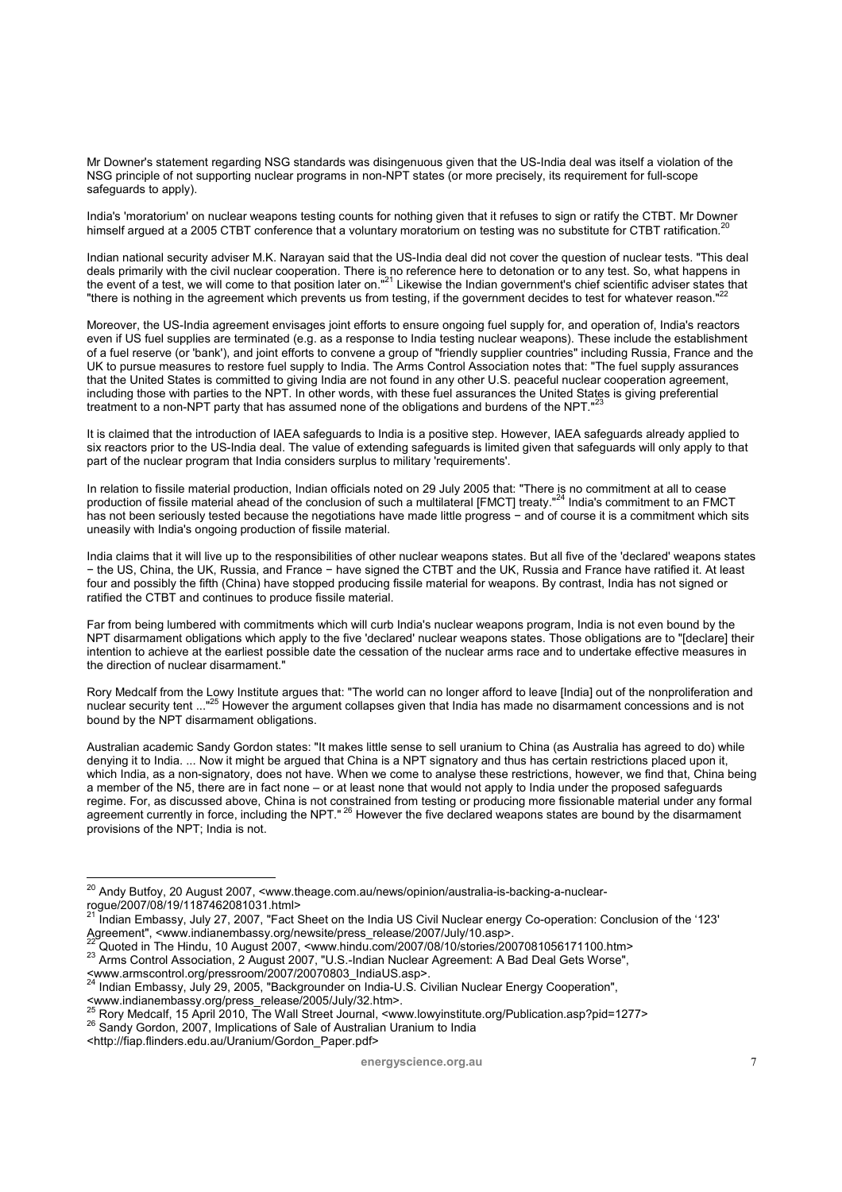Mr Downer's statement regarding NSG standards was disingenuous given that the US-India deal was itself a violation of the NSG principle of not supporting nuclear programs in non-NPT states (or more precisely, its requirement for full-scope safeguards to apply).

India's 'moratorium' on nuclear weapons testing counts for nothing given that it refuses to sign or ratify the CTBT. Mr Downer himself argued at a 2005 CTBT conference that a voluntary moratorium on testing was no substitute for CTBT ratification.[20]

Indian national security adviser M.K. Narayan said that the US-India deal did not cover the question of nuclear tests. "This deal deals primarily with the civil nuclear cooperation. There is no reference here to detonation or to any test. So, what happens in the event of a test, we will come to that position later on."[21] Likewise the Indian government's chief scientific adviser states that "there is nothing in the agreement which prevents us from testing, if the government decides to test for whatever reason."[22]

Moreover, the US-India agreement envisages joint efforts to ensure ongoing fuel supply for, and operation of, India's reactors even if US fuel supplies are terminated (e.g. as a response to India testing nuclear weapons). These include the establishment of a fuel reserve (or 'bank'), and joint efforts to convene a group of "friendly supplier countries" including Russia, France and the UK to pursue measures to restore fuel supply to India. The Arms Control Association notes that: "The fuel supply assurances that the United States is committed to giving India are not found in any other U.S. peaceful nuclear cooperation agreement, including those with parties to the NPT. In other words, with these fuel assurances the United States is giving preferential treatment to a non-NPT party that has assumed none of the obligations and burdens of the NPT."[23]

It is claimed that the introduction of IAEA safeguards to India is a positive step. However, IAEA safeguards already applied to six reactors prior to the US-India deal. The value of extending safeguards is limited given that safeguards will only apply to that part of the nuclear program that India considers surplus to military 'requirements'.

In relation to fissile material production, Indian officials noted on 29 July 2005 that: "There is no commitment at all to cease production of fissile material ahead of the conclusion of such a multilateral [FMCT] treaty."[24] India's commitment to an FMCT has not been seriously tested because the negotiations have made little progress − and of course it is a commitment which sits uneasily with India's ongoing production of fissile material.

India claims that it will live up to the responsibilities of other nuclear weapons states. But all five of the 'declared' weapons states − the US, China, the UK, Russia, and France − have signed the CTBT and the UK, Russia and France have ratified it. At least four and possibly the fifth (China) have stopped producing fissile material for weapons. By contrast, India has not signed or ratified the CTBT and continues to produce fissile material.

Far from being lumbered with commitments which will curb India's nuclear weapons program, India is not even bound by the NPT disarmament obligations which apply to the five 'declared' nuclear weapons states. Those obligations are to "[declare] their intention to achieve at the earliest possible date the cessation of the nuclear arms race and to undertake effective measures in the direction of nuclear disarmament."

Rory Medcalf from the Lowy Institute argues that: "The world can no longer afford to leave [India] out of the nonproliferation and nuclear security tent ..."[25] However the argument collapses given India has made no disarmament concessions and is not bound by the NPT disarmament obligations.

Australian academic Sandy Gordon states: "It makes little sense to sell uranium to China (as Australia has agreed to do) while denying it to India. ... Now it might be argued that China is a NPT signatory and thus has certain restrictions placed upon it, which India, as a non-signatory, does not have. When we come to analyse these restrictions, however, we find that, China being a member of the N5, there are in fact none – or at least none that would not apply to India under the proposed safeguards regime. For, as discussed above, China is not constrained from testing or producing more fissionable material under any formal agreement currently in force, including the NPT."[26] However the five declared weapons states are bound by the disarmament provisions of the NPT; India is not.

---

[20] Andy Butfoy, 20 August 2007, <www.theage.com.au/news/opinion/australia-is-backing-a-nuclear-rogue/2007/08/19/1187462081031.html>

[21] Indian Embassy, July 27, 2007, "Fact Sheet on the India US Civil Nuclear energy Co-operation: Conclusion of the '123' Agreement", <www.indianembassy.org/newsite/press_release/2007/July/10.asp>.

[22] Quoted in The Hindu, 10 August 2007, <www.hindu.com/2007/08/10/stories/2007081056171100.htm>

[23] Arms Control Association, 2 August 2007, "U.S.-Indian Nuclear Agreement: A Bad Deal Gets Worse", <www.armscontrol.org/pressroom/2007/20070803_IndiaUS.asp>.

[24] Indian Embassy, July 29, 2005, "Backgrounder on India-U.S. Civilian Nuclear Energy Cooperation", <www.indianembassy.org/press_release/2005/July/32.htm>.

[25] Rory Medcalf, 15 April 2010, The Wall Street Journal, <www.lowyinstitute.org/Publication.asp?pid=1277>

[26] Sandy Gordon, 2007, Implications of Sale of Australian Uranium to India <http://fiap.flinders.edu.au/Uranium/Gordon_Paper.pdf>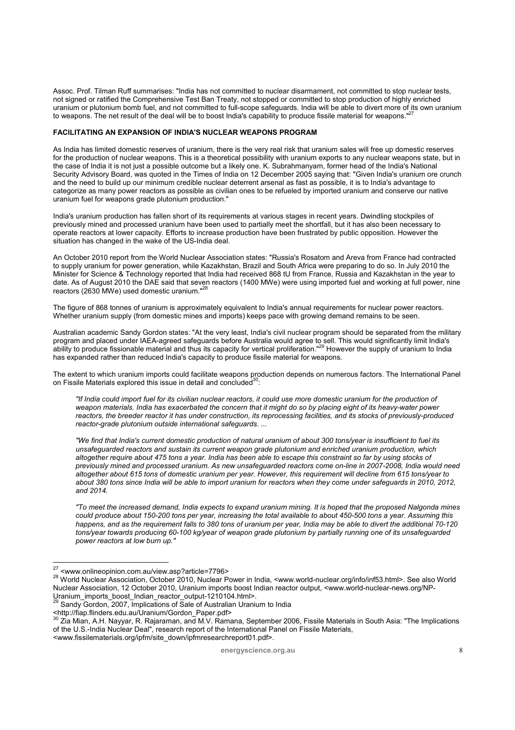Assoc. Prof. Tilman Ruff summarises: "India has not committed to nuclear disarmament, not committed to stop nuclear tests, not signed or ratified the Comprehensive Test Ban Treaty, not stopped or committed to stop production of highly enriched uranium or plutonium bomb fuel, and not committed to full-scope safeguards. India will be able to divert more of its own uranium to weapons. The net result of the deal will be to boost India's capability to produce fissile material for weapons."[27]

## FACILITATING AN EXPANSION OF INDIA'S NUCLEAR WEAPONS PROGRAM

As India has limited domestic reserves of uranium, there is the very real risk that uranium sales will free up domestic reserves for the production of nuclear weapons. This is a theoretical possibility with uranium exports to any nuclear weapons state, but in the case of India it is not just a possible outcome but a likely one. K. Subrahmanyam, former head of the India's National Security Advisory Board, was quoted in the Times of India on 12 December 2005 saying that: "Given India's uranium ore crunch and the need to build up our minimum credible nuclear deterrent arsenal as fast as possible, it is to India's advantage to categorize as many power reactors as possible as civilian ones to be refueled by imported uranium and conserve our native uranium fuel for weapons grade plutonium production."

India's uranium production has fallen short of its requirements at various stages in recent years. Dwindling stockpiles of previously mined and processed uranium have been used to partially meet the shortfall, but it has also been necessary to operate reactors at lower capacity. Efforts to increase production have been frustrated by public opposition. However the situation has changed in the wake of the US-India deal.

An October 2010 report from the World Nuclear Association states: "Russia's Rosatom and Areva from France had contracted to supply uranium for power generation, while Kazakhstan, Brazil and South Africa were preparing to do so. In July 2010 the Minister for Science & Technology reported that India had received 868 tU from France, Russia and Kazakhstan in the year to date. As of August 2010 the DAE said that seven reactors (1400 MWe) were using imported fuel and working at full power, nine reactors (2630 MWe) used domestic uranium."[28]

The figure of 868 tonnes of uranium is approximately equivalent to India's annual requirements for nuclear power reactors. Whether uranium supply (from domestic mines and imports) keeps pace with growing demand remains to be seen.

Australian academic Sandy Gordon states: "At the very least, India's civil nuclear program should be separated from the military program and placed under IAEA-agreed safeguards before Australia would agree to sell. This would significantly limit India's ability to produce fissionable material and thus its capacity for vertical proliferation."[29] However the supply of uranium to India has expanded rather than reduced India's capacity to produce fissile material for weapons.

The extent to which uranium imports could facilitate weapons production depends on numerous factors. The International Panel on Fissile Materials explored this issue in detail and concluded[30]:

> *"If India could import fuel for its civilian nuclear reactors, it could use more domestic uranium for the production of weapon materials. India has exacerbated the concern that it might do so by placing eight of its heavy-water power reactors, the breeder reactor it has under construction, its reprocessing facilities, and its stocks of previously-produced reactor-grade plutonium outside international safeguards. ...*
>
> *"We find that India's current domestic production of natural uranium of about 300 tons/year is insufficient to fuel its unsafeguarded reactors and sustain its current weapon grade plutonium and enriched uranium production, which altogether require about 475 tons a year. India has been able to escape this constraint so far by using stocks of previously mined and processed uranium. As new unsafeguarded reactors come on-line in 2007-2008, India would need altogether about 615 tons of domestic uranium per year. However, this requirement will decline from 615 tons/year to about 380 tons since India will be able to import uranium for reactors when they come under safeguards in 2010, 2012, and 2014.*
>
> *"To meet the increased demand, India expects to expand uranium mining. It is hoped that the proposed Nalgonda mines could produce about 150-200 tons per year, increasing the total available to about 450-500 tons a year. Assuming this happens, and as the requirement falls to 380 tons of uranium per year, India may be able to divert the additional 70-120 tons/year towards producing 60-100 kg/year of weapon grade plutonium by partially running one of its unsafeguarded power reactors at low burn up."*

---

[27] <www.onlineopinion.com.au/view.asp?article=7796>

[28] World Nuclear Association, October 2010, Nuclear Power in India, <www.world-nuclear.org/info/inf53.html>. See also World Nuclear Association, 12 October 2010, Uranium imports boost Indian reactor output, <www.world-nuclear-news.org/NP-Uranium_imports_boost_Indian_reactor_output-1210104.html>.

[29] Sandy Gordon, 2007, Implications of Sale of Australian Uranium to India <http://fiap.flinders.edu.au/Uranium/Gordon_Paper.pdf>

[30] Zia Mian, A.H. Nayyar, R. Rajaraman, and M.V. Ramana, September 2006, Fissile Materials in South Asia: "The Implications of the U.S.-India Nuclear Deal", research report of the International Panel on Fissile Materials, <www.fissilematerials.org/ipfm/site_down/ipfmresearchreport01.pdf>.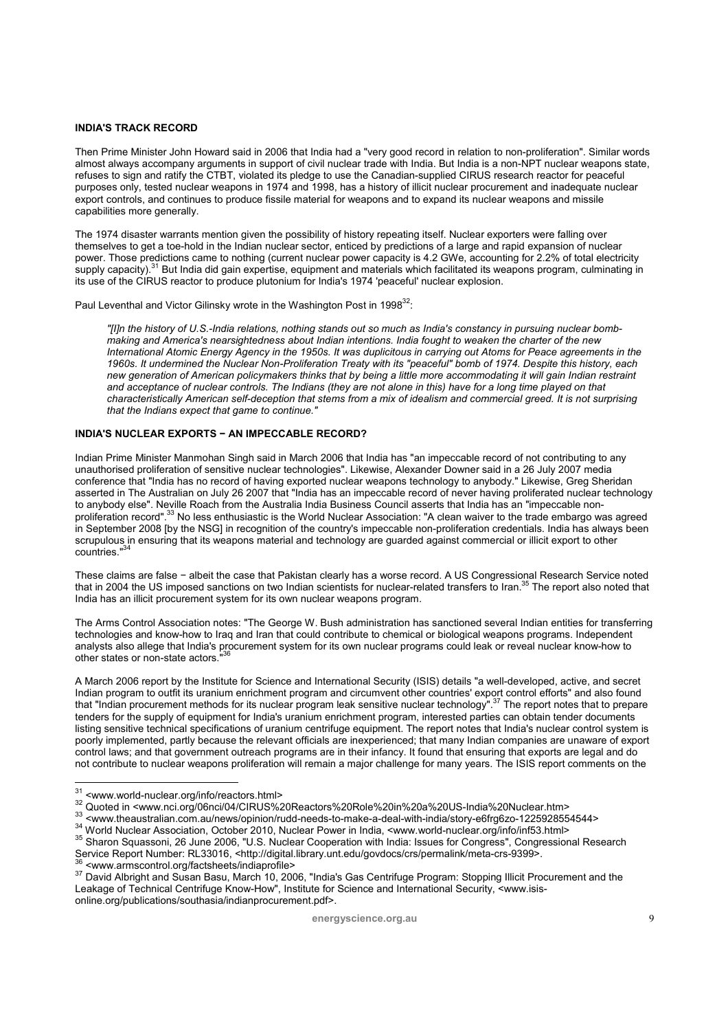## INDIA'S TRACK RECORD

Then Prime Minister John Howard said in 2006 that India had a "very good record in relation to non-proliferation". Similar words almost always accompany arguments in support of civil nuclear trade with India. But India is a non-NPT nuclear weapons state, refuses to sign and ratify the CTBT, violated its pledge to use the Canadian-supplied CIRUS research reactor for peaceful purposes only, tested nuclear weapons in 1974 and 1998, has a history of illicit nuclear procurement and inadequate nuclear export controls, and continues to produce fissile material for weapons and to expand its nuclear weapons and missile capabilities more generally.

The 1974 disaster warrants mention given the possibility of history repeating itself. Nuclear exporters were falling over themselves to get a toe-hold in the Indian nuclear sector, enticed by predictions of a large and rapid expansion of nuclear power. Those predictions came to nothing (current nuclear power capacity is 4.2 GWe, accounting for 2.2% of total electricity supply capacity).[31] But India did gain expertise, equipment and materials which facilitated its weapons program, culminating in its use of the CIRUS reactor to produce plutonium for India's 1974 'peaceful' nuclear explosion.

Paul Leventhal and Victor Gilinsky wrote in the Washington Post in 1998[32]:

> *"[I]n the history of U.S.-India relations, nothing stands out so much as India's constancy in pursuing nuclear bomb-making and America's nearsightedness about Indian intentions. India fought to weaken the charter of the new International Atomic Energy Agency in the 1950s. It was duplicitous in carrying out Atoms for Peace agreements in the 1960s. It undermined the Nuclear Non-Proliferation Treaty with its "peaceful" bomb of 1974. Despite this history, each new generation of American policymakers thinks that by being a little more accommodating it will gain Indian restraint and acceptance of nuclear controls. The Indians (they are not alone in this) have for a long time played on that characteristically American self-deception that stems from a mix of idealism and commercial greed. It is not surprising that the Indians expect that game to continue."*

## INDIA'S NUCLEAR EXPORTS − AN IMPECCABLE RECORD?

Indian Prime Minister Manmohan Singh said in March 2006 that India has "an impeccable record of not contributing to any unauthorised proliferation of sensitive nuclear technologies". Likewise, Alexander Downer said in a 26 July 2007 media conference that "India has no record of having exported nuclear weapons technology to anybody." Likewise, Greg Sheridan asserted in The Australian on July 26 2007 that "India has an impeccable record of never having proliferated nuclear technology to anybody else". Neville Roach from the Australia India Business Council asserts that India has an "impeccable non-proliferation record".[33] No less enthusiastic is the World Nuclear Association: "A clean waiver to the trade embargo was agreed in September 2008 [by the NSG] in recognition of the country's impeccable non-proliferation credentials. India has always been scrupulous in ensuring that its weapons material and technology are guarded against commercial or illicit export to other countries."[34]

These claims are false − albeit the case that Pakistan clearly has a worse record. A US Congressional Research Service noted that in 2004 the US imposed sanctions on two Indian scientists for nuclear-related transfers to Iran.[35] The report also noted that India has an illicit procurement system for its own nuclear weapons program.

The Arms Control Association notes: "The George W. Bush administration has sanctioned several Indian entities for transferring technologies and know-how to Iraq and Iran that could contribute to chemical or biological weapons programs. Independent analysts also allege that India's procurement system for its own nuclear programs could leak or reveal nuclear know-how to other states or non-state actors."[36]

A March 2006 report by the Institute for Science and International Security (ISIS) details "a well-developed, active, and secret Indian program to outfit its uranium enrichment program and circumvent other countries' export control efforts" and also found that "Indian procurement methods for its nuclear program leak sensitive nuclear technology".[37] The report notes that to prepare tenders for the supply of equipment for India's uranium enrichment program, interested parties can obtain tender documents listing sensitive technical specifications of uranium centrifuge equipment. The report notes that India's nuclear control system is poorly implemented, partly because the relevant officials are inexperienced; that many Indian companies are unaware of export control laws; and that government outreach programs are in their infancy. It found that ensuring that exports are legal and do not contribute to nuclear weapons proliferation will remain a major challenge for many years. The ISIS report comments on the

---

[31] <www.world-nuclear.org/info/reactors.html>

[32] Quoted in <www.nci.org/06nci/04/CIRUS%20Reactors%20Role%20in%20a%20US-India%20Nuclear.htm>

[33] <www.theaustralian.com.au/news/opinion/rudd-needs-to-make-a-deal-with-india/story-e6frg6zo-1225928554544>

[34] World Nuclear Association, October 2010, Nuclear Power in India, <www.world-nuclear.org/info/inf53.html>

[35] Sharon Squassoni, 26 June 2006, "U.S. Nuclear Cooperation with India: Issues for Congress", Congressional Research Service Report Number: RL33016, <http://digital.library.unt.edu/govdocs/crs/permalink/meta-crs-9399>.

[36] <www.armscontrol.org/factsheets/indiaprofile>

[37] David Albright and Susan Basu, March 10, 2006, "India's Gas Centrifuge Program: Stopping Illicit Procurement and the Leakage of Technical Centrifuge Know-How", Institute for Science and International Security, <www.isis-online.org/publications/southasia/indianprocurement.pdf>.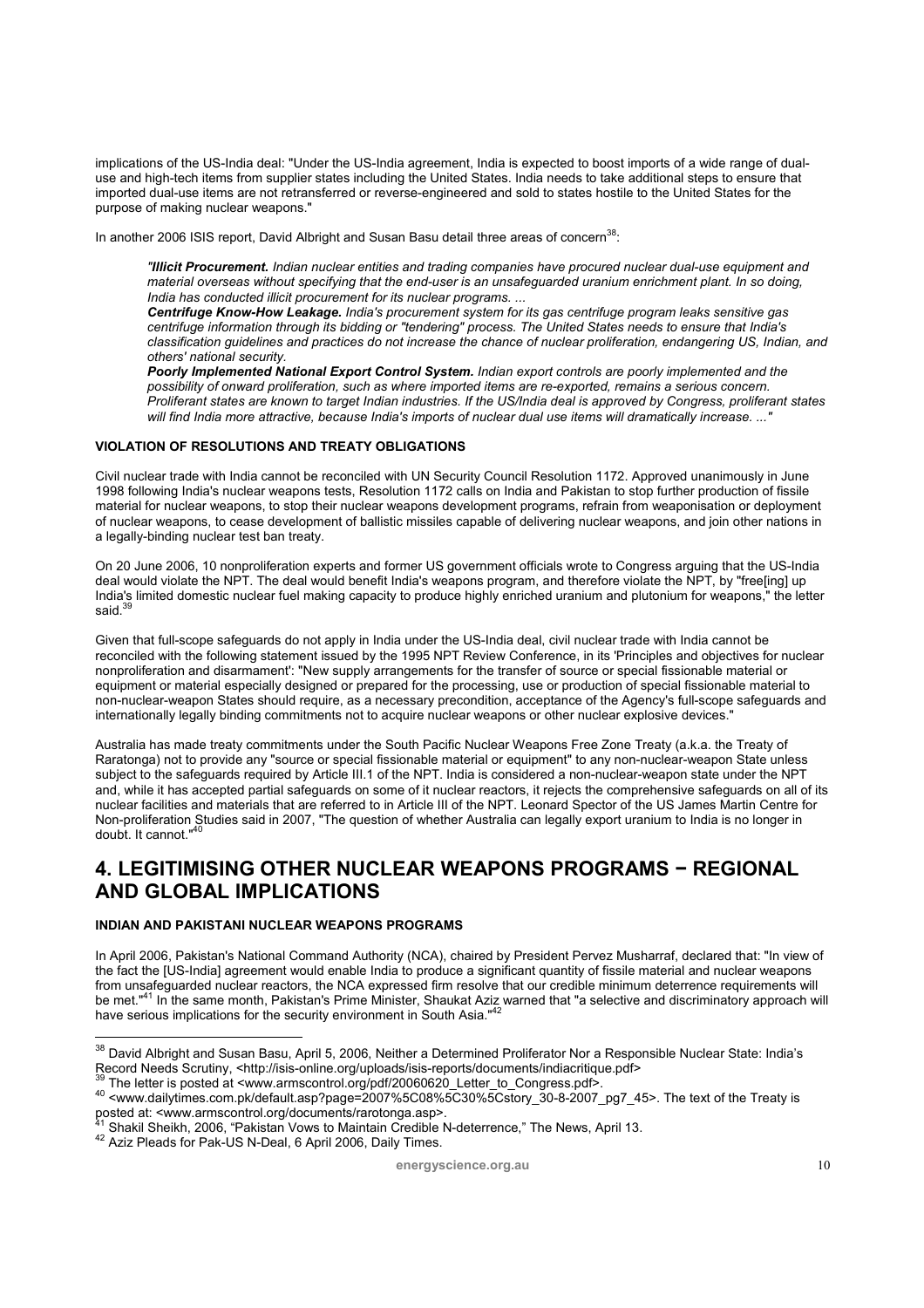implications of the US-India deal: "Under the US-India agreement, India is expected to boost imports of a wide range of dual-use and high-tech items from supplier states including the United States. India needs to take additional steps to ensure that imported dual-use items are not retransferred or reverse-engineered and sold to states hostile to the United States for the purpose of making nuclear weapons."

In another 2006 ISIS report, David Albright and Susan Basu detail three areas of concern[38]:

> *"**Illicit Procurement.** Indian nuclear entities and trading companies have procured nuclear dual-use equipment and material overseas without specifying that the end-user is an unsafeguarded uranium enrichment plant. In so doing, India has conducted illicit procurement for its nuclear programs. ...*
> ***Centrifuge Know-How Leakage.** India's procurement system for its gas centrifuge program leaks sensitive gas centrifuge information through its bidding or "tendering" process. The United States needs to ensure that India's classification guidelines and practices do not increase the chance of nuclear proliferation, endangering US, Indian, and others' national security.*
> ***Poorly Implemented National Export Control System.** Indian export controls are poorly implemented and the possibility of onward proliferation, such as where imported items are re-exported, remains a serious concern. Proliferant states are known to target Indian industries. If the US/India deal is approved by Congress, proliferant states will find India more attractive, because India's imports of nuclear dual use items will dramatically increase. ..."*

#### VIOLATION OF RESOLUTIONS AND TREATY OBLIGATIONS

Civil nuclear trade with India cannot be reconciled with UN Security Council Resolution 1172. Approved unanimously in June 1998 following India's nuclear weapons tests, Resolution 1172 calls on India and Pakistan to stop further production of fissile material for nuclear weapons, to stop their nuclear weapons development programs, refrain from weaponisation or deployment of nuclear weapons, to cease development of ballistic missiles capable of delivering nuclear weapons, and join other nations in a legally-binding nuclear test ban treaty.

On 20 June 2006, 10 nonproliferation experts and former US government officials wrote to Congress arguing that the US-India deal would violate the NPT. The deal would benefit India's weapons program, and therefore violate the NPT, by "free[ing] up India's limited domestic nuclear fuel making capacity to produce highly enriched uranium and plutonium for weapons," the letter said.[39]

Given that full-scope safeguards do not apply in India under the US-India deal, civil nuclear trade with India cannot be reconciled with the following statement issued by the 1995 NPT Review Conference, in its 'Principles and objectives for nuclear nonproliferation and disarmament': "New supply arrangements for the transfer of source or special fissionable material or equipment or material especially designed or prepared for the processing, use or production of special fissionable material to non-nuclear-weapon States should require, as a necessary precondition, acceptance of the Agency's full-scope safeguards and internationally legally binding commitments not to acquire nuclear weapons or other nuclear explosive devices."

Australia has made treaty commitments under the South Pacific Nuclear Weapons Free Zone Treaty (a.k.a. the Treaty of Raratonga) not to provide any "source or special fissionable material or equipment" to any non-nuclear-weapon State unless subject to the safeguards required by Article III.1 of the NPT. India is considered a non-nuclear-weapon state under the NPT and, while it has accepted partial safeguards on some of it nuclear reactors, it rejects the comprehensive safeguards on all of its nuclear facilities and materials that are referred to in Article III of the NPT. Leonard Spector of the US James Martin Centre for Non-proliferation Studies said in 2007, "The question of whether Australia can legally export uranium to India is no longer in doubt. It cannot."[40]

## 4. LEGITIMISING OTHER NUCLEAR WEAPONS PROGRAMS − REGIONAL AND GLOBAL IMPLICATIONS

#### INDIAN AND PAKISTANI NUCLEAR WEAPONS PROGRAMS

In April 2006, Pakistan's National Command Authority (NCA), chaired by President Pervez Musharraf, declared that: "In view of the fact the [US-India] agreement would enable India to produce a significant quantity of fissile material and nuclear weapons from unsafeguarded nuclear reactors, the NCA expressed firm resolve that our credible minimum deterrence requirements will be met."[41] In the same month, Pakistan's Prime Minister, Shaukat Aziz warned that "a selective and discriminatory approach will have serious implications for the security environment in South Asia."[42]

---

[38] David Albright and Susan Basu, April 5, 2006, Neither a Determined Proliferator Nor a Responsible Nuclear State: India's Record Needs Scrutiny, <http://isis-online.org/uploads/isis-reports/documents/indiacritique.pdf>

[39] The letter is posted at <www.armscontrol.org/pdf/20060620_Letter_to_Congress.pdf>.

[40] <www.dailytimes.com.pk/default.asp?page=2007%5C08%5C30%5Cstory_30-8-2007_pg7_45>. The text of the Treaty is posted at: <www.armscontrol.org/documents/rarotonga.asp>.

[41] Shakil Sheikh, 2006, "Pakistan Vows to Maintain Credible N-deterrence," The News, April 13.

[42] Aziz Pleads for Pak-US N-Deal, 6 April 2006, Daily Times.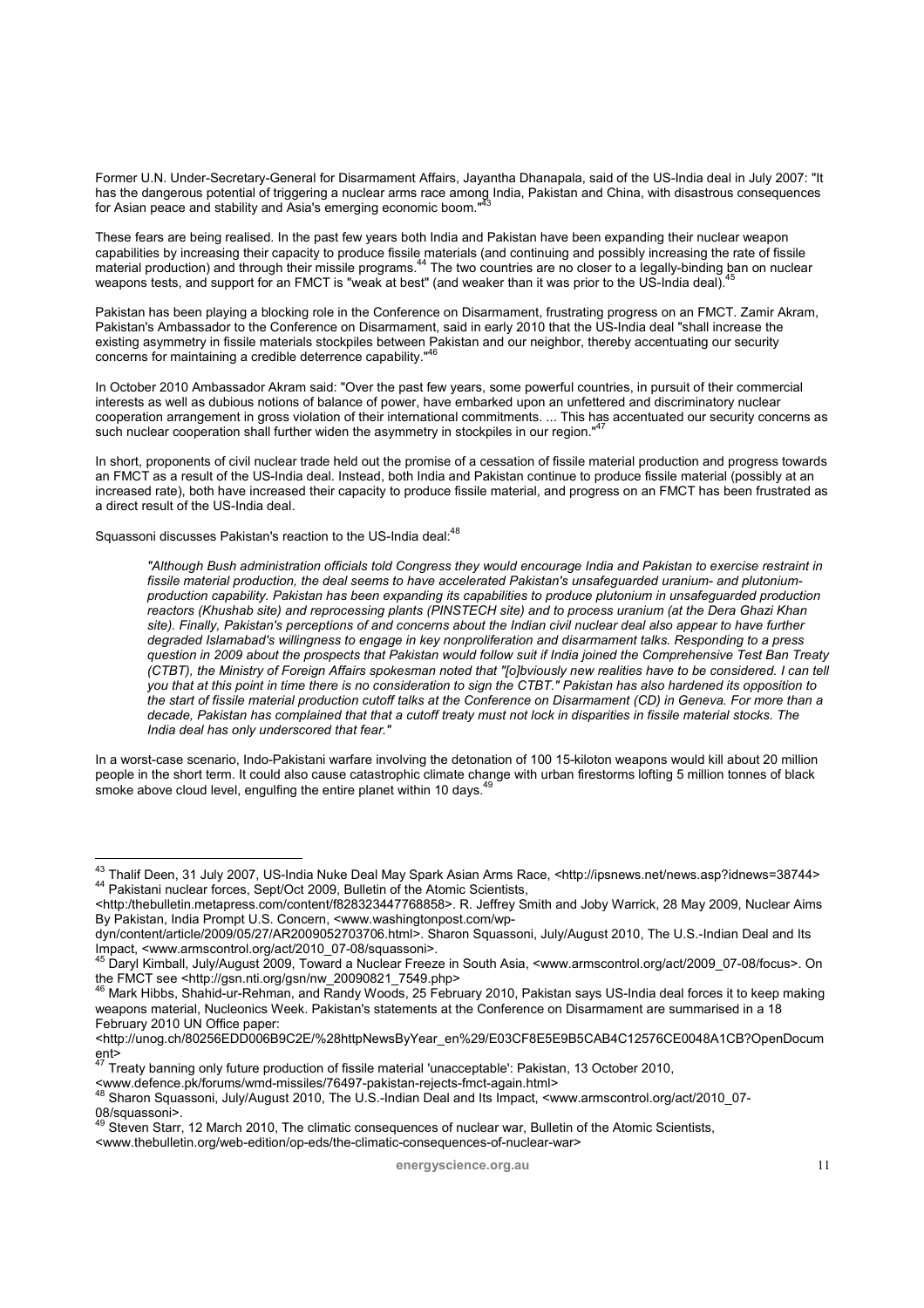Former U.N. Under-Secretary-General for Disarmament Affairs, Jayantha Dhanapala, said of the US-India deal in July 2007: "It has the dangerous potential of triggering a nuclear arms race among India, Pakistan and China, with disastrous consequences for Asian peace and stability and Asia's emerging economic boom."[43]

These fears are being realised. In the past few years both India and Pakistan have been expanding their nuclear weapon capabilities by increasing their capacity to produce fissile materials (and continuing and possibly increasing the rate of fissile material production) and through their missile programs.[44] The two countries are no closer to a legally-binding ban on nuclear weapons tests, and support for an FMCT is "weak at best" (and weaker than it was prior to the US-India deal).[45]

Pakistan has been playing a blocking role in the Conference on Disarmament, frustrating progress on an FMCT. Zamir Akram, Pakistan's Ambassador to the Conference on Disarmament, said in early 2010 that the US-India deal "shall increase the existing asymmetry in fissile materials stockpiles between Pakistan and our neighbor, thereby accentuating our security concerns for maintaining a credible deterrence capability."[46]

In October 2010 Ambassador Akram said: "Over the past few years, some powerful countries, in pursuit of their commercial interests as well as dubious notions of balance of power, have embarked upon an unfettered and discriminatory nuclear cooperation arrangement in gross violation of their international commitments. ... This has accentuated our security concerns as such nuclear cooperation shall further widen the asymmetry in stockpiles in our region."[47]

In short, proponents of civil nuclear trade held out the promise of a cessation of fissile material production and progress towards an FMCT as a result of the US-India deal. Instead, both India and Pakistan continue to produce fissile material (possibly at an increased rate), both have increased their capacity to produce fissile material, and progress on an FMCT has been frustrated as a direct result of the US-India deal.

Squassoni discusses Pakistan's reaction to the US-India deal:[48]

> *"Although Bush administration officials told Congress they would encourage India and Pakistan to exercise restraint in fissile material production, the deal seems to have accelerated Pakistan's unsafeguarded uranium- and plutonium-production capability. Pakistan has been expanding its capabilities to produce plutonium in unsafeguarded production reactors (Khushab site) and reprocessing plants (PINSTECH site) and to process uranium (at the Dera Ghazi Khan site). Finally, Pakistan's perceptions of and concerns about the Indian civil nuclear deal also appear to have further degraded Islamabad's willingness to engage in key nonproliferation and disarmament talks. Responding to a press question in 2009 about the prospects that Pakistan would follow suit if India joined the Comprehensive Test Ban Treaty (CTBT), the Ministry of Foreign Affairs spokesman noted that "[o]bviously new realities have to be considered. I can tell you that at this point in time there is no consideration to sign the CTBT." Pakistan has also hardened its opposition to the start of fissile material production cutoff talks at the Conference on Disarmament (CD) in Geneva. For more than a decade, Pakistan has complained that that a cutoff treaty must not lock in disparities in fissile material stocks. The India deal has only underscored that fear."*

In a worst-case scenario, Indo-Pakistani warfare involving the detonation of 100 15-kiloton weapons would kill about 20 million people in the short term. It could also cause catastrophic climate change with urban firestorms lofting 5 million tonnes of black smoke above cloud level, engulfing the entire planet within 10 days.[49]

---

[43] Thalif Deen, 31 July 2007, US-India Nuke Deal May Spark Asian Arms Race, <http://ipsnews.net/news.asp?idnews=38744>

[44] Pakistani nuclear forces, Sept/Oct 2009, Bulletin of the Atomic Scientists, <http:/thebulletin.metapress.com/content/f828323447768858>. R. Jeffrey Smith and Joby Warrick, 28 May 2009, Nuclear Aims By Pakistan, India Prompt U.S. Concern, <www.washingtonpost.com/wp-dyn/content/article/2009/05/27/AR2009052703706.html>. Sharon Squassoni, July/August 2010, The U.S.-Indian Deal and Its Impact, <www.armscontrol.org/act/2010_07-08/squassoni>.

[45] Daryl Kimball, July/August 2009, Toward a Nuclear Freeze in South Asia, <www.armscontrol.org/act/2009_07-08/focus>. On the FMCT see <http://gsn.nti.org/gsn/nw_20090821_7549.php>

[46] Mark Hibbs, Shahid-ur-Rehman, and Randy Woods, 25 February 2010, Pakistan says US-India deal forces it to keep making weapons material, Nucleonics Week. Pakistan's statements at the Conference on Disarmament are summarised in a 18 February 2010 UN Office paper: <http://unog.ch/80256EDD006B9C2E/%28httpNewsByYear_en%29/E03CF8E5E9B5CAB4C12576CE0048A1CB?OpenDocument>

[47] Treaty banning only future production of fissile material 'unacceptable': Pakistan, 13 October 2010, <www.defence.pk/forums/wmd-missiles/76497-pakistan-rejects-fmct-again.html>

[48] Sharon Squassoni, July/August 2010, The U.S.-Indian Deal and Its Impact, <www.armscontrol.org/act/2010_07-08/squassoni>.

[49] Steven Starr, 12 March 2010, The climatic consequences of nuclear war, Bulletin of the Atomic Scientists, <www.thebulletin.org/web-edition/op-eds/the-climatic-consequences-of-nuclear-war>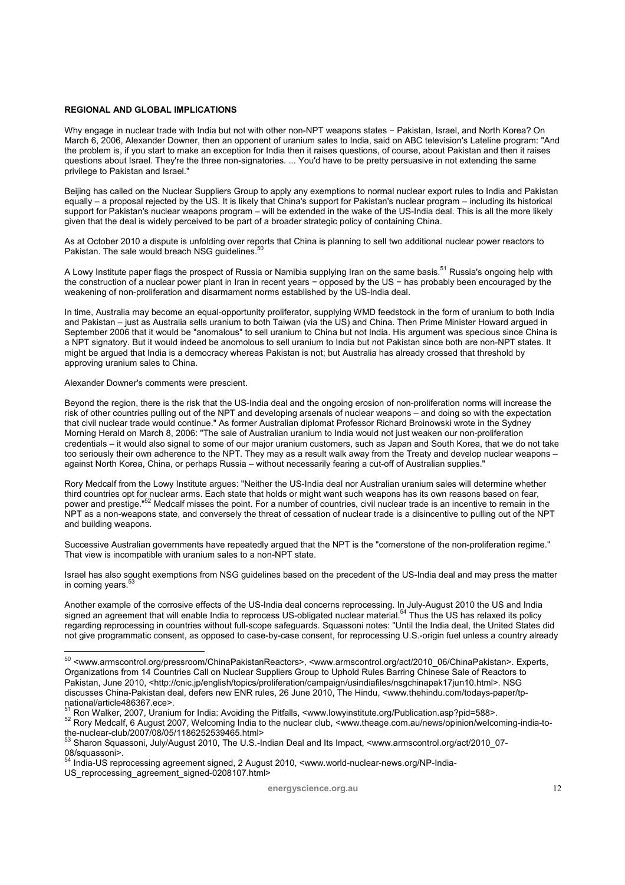**REGIONAL AND GLOBAL IMPLICATIONS**

Why engage in nuclear trade with India but not with other non-NPT weapons states − Pakistan, Israel, and North Korea? On March 6, 2006, Alexander Downer, then an opponent of uranium sales to India, said on ABC television's Lateline program: "And the problem is, if you start to make an exception for India then it raises questions, of course, about Pakistan and then it raises questions about Israel. They're the three non-signatories. ... You'd have to be pretty persuasive in not extending the same privilege to Pakistan and Israel."

Beijing has called on the Nuclear Suppliers Group to apply any exemptions to normal nuclear export rules to India and Pakistan equally – a proposal rejected by the US. It is likely that China's support for Pakistan's nuclear program – including its historical support for Pakistan's nuclear weapons program – will be extended in the wake of the US-India deal. This is all the more likely given that the deal is widely perceived to be part of a broader strategic policy of containing China.

As at October 2010 a dispute is unfolding over reports that China is planning to sell two additional nuclear power reactors to Pakistan. The sale would breach NSG guidelines.[50]

A Lowy Institute paper flags the prospect of Russia or Namibia supplying Iran on the same basis.[51] Russia's ongoing help with the construction of a nuclear power plant in Iran in recent years − opposed by the US − has probably been encouraged by the weakening of non-proliferation and disarmament norms established by the US-India deal.

In time, Australia may become an equal-opportunity proliferator, supplying WMD feedstock in the form of uranium to both India and Pakistan – just as Australia sells uranium to both Taiwan (via the US) and China. Then Prime Minister Howard argued in September 2006 that it would be "anomalous" to sell uranium to China but not India. His argument was specious since China is a NPT signatory. But it would indeed be anomolous to sell uranium to India but not Pakistan since both are non-NPT states. It might be argued that India is a democracy whereas Pakistan is not; but Australia has already crossed that threshold by approving uranium sales to China.

Alexander Downer's comments were prescient.

Beyond the region, there is the risk that the US-India deal and the ongoing erosion of non-proliferation norms will increase the risk of other countries pulling out of the NPT and developing arsenals of nuclear weapons – and doing so with the expectation that civil nuclear trade would continue." As former Australian diplomat Professor Richard Broinowski wrote in the Sydney Morning Herald on March 8, 2006: "The sale of Australian uranium to India would not just weaken our non-proliferation credentials – it would also signal to some of our major uranium customers, such as Japan and South Korea, that we do not take too seriously their own adherence to the NPT. They may as a result walk away from the Treaty and develop nuclear weapons – against North Korea, China, or perhaps Russia – without necessarily fearing a cut-off of Australian supplies."

Rory Medcalf from the Lowy Institute argues: "Neither the US-India deal nor Australian uranium sales will determine whether third countries opt for nuclear arms. Each state that holds or might want such weapons has its own reasons based on fear, power and prestige."[52] Medcalf misses the point. For a number of countries, civil nuclear trade is an incentive to remain in the NPT as a non-weapons state, and conversely the threat of cessation of nuclear trade is a disincentive to pulling out of the NPT and building weapons.

Successive Australian governments have repeatedly argued that the NPT is the "cornerstone of the non-proliferation regime." That view is incompatible with uranium sales to a non-NPT state.

Israel has also sought exemptions from NSG guidelines based on the precedent of the US-India deal and may press the matter in coming years.[53]

Another example of the corrosive effects of the US-India deal concerns reprocessing. In July-August 2010 the US and India signed an agreement that will enable India to reprocess US-obligated nuclear material.[54] Thus the US has relaxed its policy regarding reprocessing in countries without full-scope safeguards. Squassoni notes: "Until the India deal, the United States did not give programmatic consent, as opposed to case-by-case consent, for reprocessing U.S.-origin fuel unless a country already

---

[50] <www.armscontrol.org/pressroom/ChinaPakistanReactors>, <www.armscontrol.org/act/2010_06/ChinaPakistan>. Experts, Organizations from 14 Countries Call on Nuclear Suppliers Group to Uphold Rules Barring Chinese Sale of Reactors to Pakistan, June 2010, <http://cnic.jp/english/topics/proliferation/campaign/usindiafiles/nsgchinapak17jun10.html>. NSG discusses China-Pakistan deal, defers new ENR rules, 26 June 2010, The Hindu, <www.thehindu.com/todays-paper/tp-national/article486367.ece>.

[51] Ron Walker, 2007, Uranium for India: Avoiding the Pitfalls, <www.lowyinstitute.org/Publication.asp?pid=588>.

[52] Rory Medcalf, 6 August 2007, Welcoming India to the nuclear club, <www.theage.com.au/news/opinion/welcoming-india-to-the-nuclear-club/2007/08/05/1186252539465.html>

[53] Sharon Squassoni, July/August 2010, The U.S.-Indian Deal and Its Impact, <www.armscontrol.org/act/2010_07-08/squassoni>.

[54] India-US reprocessing agreement signed, 2 August 2010, <www.world-nuclear-news.org/NP-India-US_reprocessing_agreement_signed-0208107.html>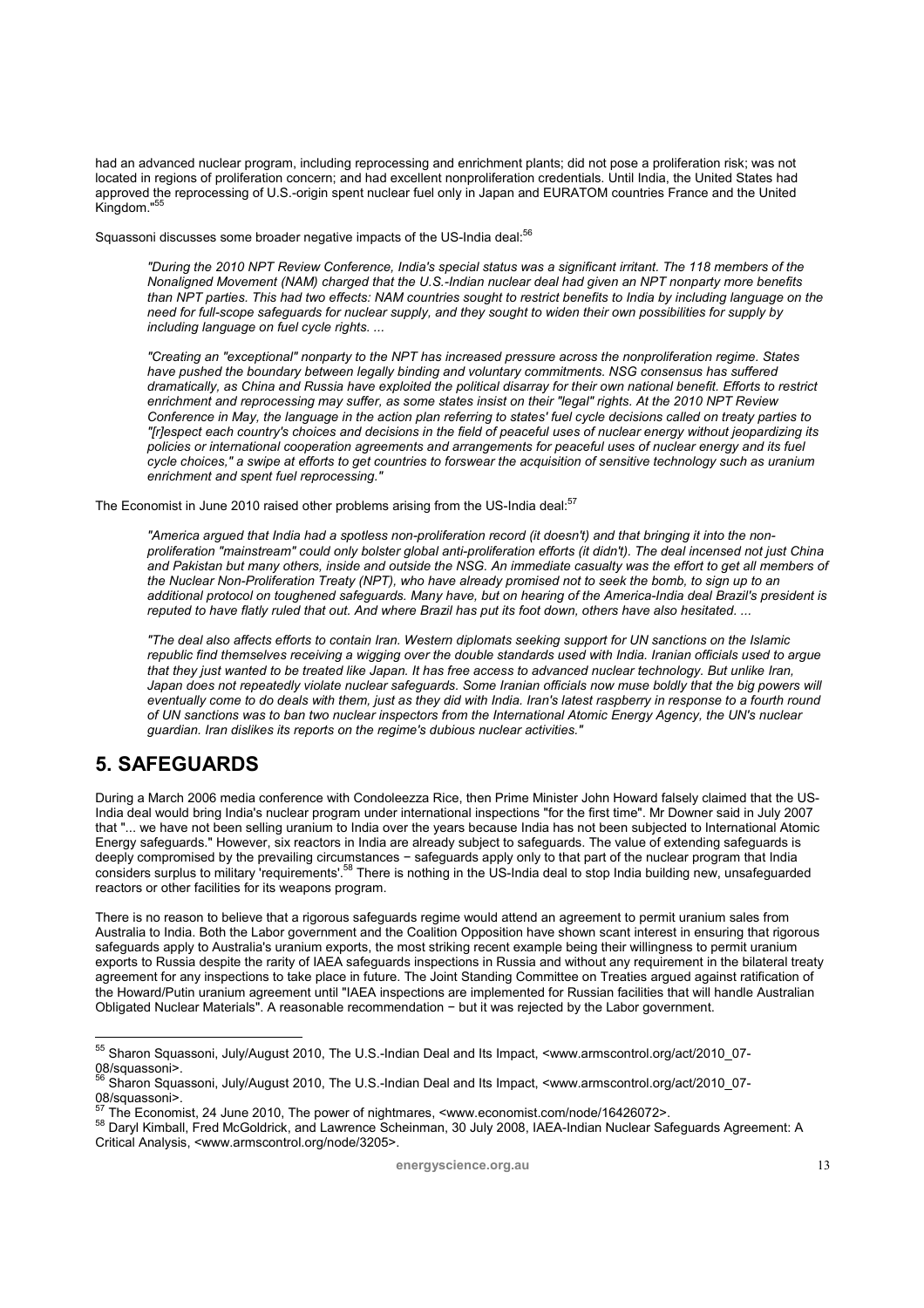had an advanced nuclear program, including reprocessing and enrichment plants; did not pose a proliferation risk; was not located in regions of proliferation concern; and had excellent nonproliferation credentials. Until India, the United States had approved the reprocessing of U.S.-origin spent nuclear fuel only in Japan and EURATOM countries France and the United Kingdom."[55]

Squassoni discusses some broader negative impacts of the US-India deal:[56]

> *"During the 2010 NPT Review Conference, India's special status was a significant irritant. The 118 members of the Nonaligned Movement (NAM) charged that the U.S.-Indian nuclear deal had given an NPT nonparty more benefits than NPT parties. This had two effects: NAM countries sought to restrict benefits to India by including language on the need for full-scope safeguards for nuclear supply, and they sought to widen their own possibilities for supply by including language on fuel cycle rights. ...*
>
> *"Creating an "exceptional" nonparty to the NPT has increased pressure across the nonproliferation regime. States have pushed the boundary between legally binding and voluntary commitments. NSG consensus has suffered dramatically, as China and Russia have exploited the political disarray for their own national benefit. Efforts to restrict enrichment and reprocessing may suffer, as some states insist on their "legal" rights. At the 2010 NPT Review Conference in May, the language in the action plan referring to states' fuel cycle decisions called on treaty parties to "[r]espect each country's choices and decisions in the field of peaceful uses of nuclear energy without jeopardizing its policies or international cooperation agreements and arrangements for peaceful uses of nuclear energy and its fuel cycle choices," a swipe at efforts to get countries to forswear the acquisition of sensitive technology such as uranium enrichment and spent fuel reprocessing."*

The Economist in June 2010 raised other problems arising from the US-India deal:[57]

> *"America argued that India had a spotless non-proliferation record (it doesn't) and that bringing it into the non-proliferation "mainstream" could only bolster global anti-proliferation efforts (it didn't). The deal incensed not just China and Pakistan but many others, inside and outside the NSG. An immediate casualty was the effort to get all members of the Nuclear Non-Proliferation Treaty (NPT), who have already promised not to seek the bomb, to sign up to an additional protocol on toughened safeguards. Many have, but on hearing of the America-India deal Brazil's president is reputed to have flatly ruled that out. And where Brazil has put its foot down, others have also hesitated. ...*
>
> *"The deal also affects efforts to contain Iran. Western diplomats seeking support for UN sanctions on the Islamic republic find themselves receiving a wigging over the double standards used with India. Iranian officials used to argue that they just wanted to be treated like Japan. It has free access to advanced nuclear technology. But unlike Iran, Japan does not repeatedly violate nuclear safeguards. Some Iranian officials now muse boldly that the big powers will eventually come to do deals with them, just as they did with India. Iran's latest raspberry in response to a fourth round of UN sanctions was to ban two nuclear inspectors from the International Atomic Energy Agency, the UN's nuclear guardian. Iran dislikes its reports on the regime's dubious nuclear activities."*

## 5. SAFEGUARDS

During a March 2006 media conference with Condoleezza Rice, then Prime Minister John Howard falsely claimed that the US-India deal would bring India's nuclear program under international inspections "for the first time". Mr Downer said in July 2007 that "... we have not been selling uranium to India over the years because India has not been subjected to International Atomic Energy safeguards." However, six reactors in India are already subject to safeguards. The value of extending safeguards is deeply compromised by the prevailing circumstances − safeguards apply only to that part of the nuclear program that India considers surplus to military 'requirements'.[58] There is nothing in the US-India deal to stop India building new, unsafeguarded reactors or other facilities for its weapons program.

There is no reason to believe that a rigorous safeguards regime would attend an agreement to permit uranium sales from Australia to India. Both the Labor government and the Coalition Opposition have shown scant interest in ensuring that rigorous safeguards apply to Australia's uranium exports, the most striking recent example being their willingness to permit uranium exports to Russia despite the rarity of IAEA safeguards inspections in Russia and without any requirement in the bilateral treaty agreement for any inspections to take place in future. The Joint Standing Committee on Treaties argued against ratification of the Howard/Putin uranium agreement until "IAEA inspections are implemented for Russian facilities that will handle Australian Obligated Nuclear Materials". A reasonable recommendation − but it was rejected by the Labor government.

---

[55] Sharon Squassoni, July/August 2010, The U.S.-Indian Deal and Its Impact, <www.armscontrol.org/act/2010_07-08/squassoni>.

[56] Sharon Squassoni, July/August 2010, The U.S.-Indian Deal and Its Impact, <www.armscontrol.org/act/2010_07-08/squassoni>.

[57] The Economist, 24 June 2010, The power of nightmares, <www.economist.com/node/16426072>.

[58] Daryl Kimball, Fred McGoldrick, and Lawrence Scheinman, 30 July 2008, IAEA-Indian Nuclear Safeguards Agreement: A Critical Analysis, <www.armscontrol.org/node/3205>.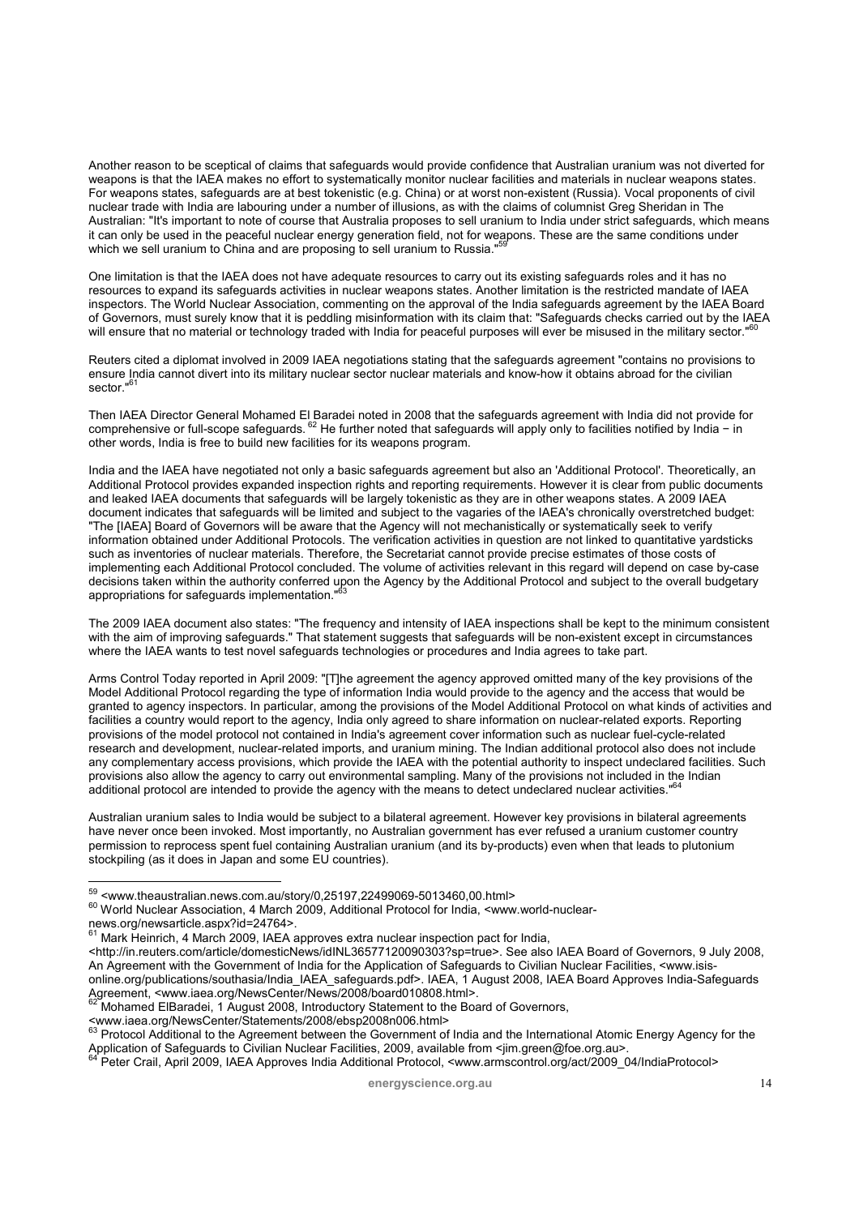Another reason to be sceptical of claims that safeguards would provide confidence that Australian uranium was not diverted for weapons is that the IAEA makes no effort to systematically monitor nuclear facilities and materials in nuclear weapons states. For weapons states, safeguards are at best tokenistic (e.g. China) or at worst non-existent (Russia). Vocal proponents of civil nuclear trade with India are labouring under a number of illusions, as with the claims of columnist Greg Sheridan in The Australian: "It's important to note of course that Australia proposes to sell uranium to India under strict safeguards, which means it can only be used in the peaceful nuclear energy generation field, not for weapons. These are the same conditions under which we sell uranium to China and are proposing to sell uranium to Russia."[59]

One limitation is that the IAEA does not have adequate resources to carry out its existing safeguards roles and it has no resources to expand its safeguards activities in nuclear weapons states. Another limitation is the restricted mandate of IAEA inspectors. The World Nuclear Association, commenting on the approval of the India safeguards agreement by the IAEA Board of Governors, must surely know that it is peddling misinformation with its claim that: "Safeguards checks carried out by the IAEA will ensure that no material or technology traded with India for peaceful purposes will ever be misused in the military sector."[60]

Reuters cited a diplomat involved in 2009 IAEA negotiations stating that the safeguards agreement "contains no provisions to ensure India cannot divert into its military nuclear sector nuclear materials and know-how it obtains abroad for the civilian sector."[61]

Then IAEA Director General Mohamed El Baradei noted in 2008 that the safeguards agreement with India did not provide for comprehensive or full-scope safeguards.[62] He further noted that safeguards will apply only to facilities notified by India − in other words, India is free to build new facilities for its weapons program.

India and the IAEA have negotiated not only a basic safeguards agreement but also an 'Additional Protocol'. Theoretically, an Additional Protocol provides expanded inspection rights and reporting requirements. However it is clear from public documents and leaked IAEA documents that safeguards will be largely tokenistic as they are in other weapons states. A 2009 IAEA document indicates that safeguards will be limited and subject to the vagaries of the IAEA's chronically overstretched budget: "The [IAEA] Board of Governors will be aware that the Agency will not mechanistically or systematically seek to verify information obtained under Additional Protocols. The verification activities in question are not linked to quantitative yardsticks such as inventories of nuclear materials. Therefore, the Secretariat cannot provide precise estimates of those costs of implementing each Additional Protocol concluded. The volume of activities relevant in this regard will depend on case by-case decisions taken within the authority conferred upon the Agency by the Additional Protocol and subject to the overall budgetary appropriations for safeguards implementation."[63]

The 2009 IAEA document also states: "The frequency and intensity of IAEA inspections shall be kept to the minimum consistent with the aim of improving safeguards." That statement suggests that safeguards will be non-existent except in circumstances where the IAEA wants to test novel safeguards technologies or procedures and India agrees to take part.

Arms Control Today reported in April 2009: "[T]he agreement the agency approved omitted many of the key provisions of the Model Additional Protocol regarding the type of information India would provide to the agency and the access that would be granted to agency inspectors. In particular, among the provisions of the Model Additional Protocol on what kinds of activities and facilities a country would report to the agency, India only agreed to share information on nuclear-related exports. Reporting provisions of the model protocol not contained in India's agreement cover information such as nuclear fuel-cycle-related research and development, nuclear-related imports, and uranium mining. The Indian additional protocol also does not include any complementary access provisions, which provide the IAEA with the potential authority to inspect undeclared facilities. Such provisions also allow the agency to carry out environmental sampling. Many of the provisions not included in the Indian additional protocol are intended to provide the agency with the means to detect undeclared nuclear activities."[64]

Australian uranium sales to India would be subject to a bilateral agreement. However key provisions in bilateral agreements have never once been invoked. Most importantly, no Australian government has ever refused a uranium customer country permission to reprocess spent fuel containing Australian uranium (and its by-products) even when that leads to plutonium stockpiling (as it does in Japan and some EU countries).

---

[59] <www.theaustralian.news.com.au/story/0,25197,22499069-5013460,00.html>

[60] World Nuclear Association, 4 March 2009, Additional Protocol for India, <www.world-nuclear-news.org/newsarticle.aspx?id=24764>.

[61] Mark Heinrich, 4 March 2009, IAEA approves extra nuclear inspection pact for India, <http://in.reuters.com/article/domesticNews/idINL36577120090303?sp=true>. See also IAEA Board of Governors, 9 July 2008, An Agreement with the Government of India for the Application of Safeguards to Civilian Nuclear Facilities, <www.isis-online.org/publications/southasia/India_IAEA_safeguards.pdf>. IAEA, 1 August 2008, IAEA Board Approves India-Safeguards Agreement, <www.iaea.org/NewsCenter/News/2008/board010808.html>.

[62] Mohamed ElBaradei, 1 August 2008, Introductory Statement to the Board of Governors, <www.iaea.org/NewsCenter/Statements/2008/ebsp2008n006.html>

[63] Protocol Additional to the Agreement between the Government of India and the International Atomic Energy Agency for the Application of Safeguards to Civilian Nuclear Facilities, 2009, available from <jim.green@foe.org.au>.

[64] Peter Crail, April 2009, IAEA Approves India Additional Protocol, <www.armscontrol.org/act/2009_04/IndiaProtocol>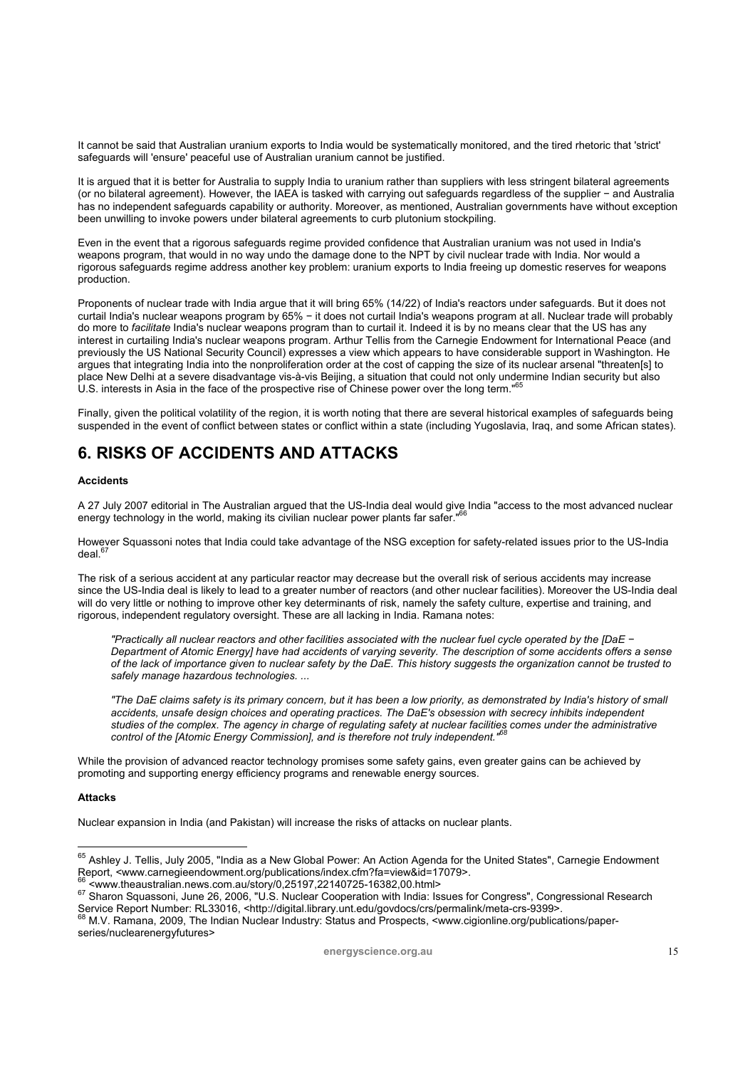It cannot be said that Australian uranium exports to India would be systematically monitored, and the tired rhetoric that 'strict' safeguards will 'ensure' peaceful use of Australian uranium cannot be justified.

It is argued that it is better for Australia to supply India to uranium rather than suppliers with less stringent bilateral agreements (or no bilateral agreement). However, the IAEA is tasked with carrying out safeguards regardless of the supplier − and Australia has no independent safeguards capability or authority. Moreover, as mentioned, Australian governments have without exception been unwilling to invoke powers under bilateral agreements to curb plutonium stockpiling.

Even in the event that a rigorous safeguards regime provided confidence that Australian uranium was not used in India's weapons program, that would in no way undo the damage done to the NPT by civil nuclear trade with India. Nor would a rigorous safeguards regime address another key problem: uranium exports to India freeing up domestic reserves for weapons production.

Proponents of nuclear trade with India argue that it will bring 65% (14/22) of India's reactors under safeguards. But it does not curtail India's nuclear weapons program by 65% − it does not curtail India's weapons program at all. Nuclear trade will probably do more to *facilitate* India's nuclear weapons program than to curtail it. Indeed it is by no means clear that the US has any interest in curtailing India's nuclear weapons program. Arthur Tellis from the Carnegie Endowment for International Peace (and previously the US National Security Council) expresses a view which appears to have considerable support in Washington. He argues that integrating India into the nonproliferation order at the cost of capping the size of its nuclear arsenal "threaten[s] to place New Delhi at a severe disadvantage vis-à-vis Beijing, a situation that could not only undermine Indian security but also U.S. interests in Asia in the face of the prospective rise of Chinese power over the long term."[65]

Finally, given the political volatility of the region, it is worth noting that there are several historical examples of safeguards being suspended in the event of conflict between states or conflict within a state (including Yugoslavia, Iraq, and some African states).

# 6. RISKS OF ACCIDENTS AND ATTACKS

**Accidents**

A 27 July 2007 editorial in The Australian argued that the US-India deal would give India "access to the most advanced nuclear energy technology in the world, making its civilian nuclear power plants far safer."[66]

However Squassoni notes that India could take advantage of the NSG exception for safety-related issues prior to the US-India deal.[67]

The risk of a serious accident at any particular reactor may decrease but the overall risk of serious accidents may increase since the US-India deal is likely to lead to a greater number of reactors (and other nuclear facilities). Moreover the US-India deal will do very little or nothing to improve other key determinants of risk, namely the safety culture, expertise and training, and rigorous, independent regulatory oversight. These are all lacking in India. Ramana notes:

> *"Practically all nuclear reactors and other facilities associated with the nuclear fuel cycle operated by the [DaE − Department of Atomic Energy] have had accidents of varying severity. The description of some accidents offers a sense of the lack of importance given to nuclear safety by the DaE. This history suggests the organization cannot be trusted to safely manage hazardous technologies. ...*
>
> *"The DaE claims safety is its primary concern, but it has been a low priority, as demonstrated by India's history of small accidents, unsafe design choices and operating practices. The DaE's obsession with secrecy inhibits independent studies of the complex. The agency in charge of regulating safety at nuclear facilities comes under the administrative control of the [Atomic Energy Commission], and is therefore not truly independent."*[68]

While the provision of advanced reactor technology promises some safety gains, even greater gains can be achieved by promoting and supporting energy efficiency programs and renewable energy sources.

**Attacks**

Nuclear expansion in India (and Pakistan) will increase the risks of attacks on nuclear plants.

---

[65] Ashley J. Tellis, July 2005, "India as a New Global Power: An Action Agenda for the United States", Carnegie Endowment Report, <www.carnegieendowment.org/publications/index.cfm?fa=view&id=17079>.

[66] <www.theaustralian.news.com.au/story/0,25197,22140725-16382,00.html>

[67] Sharon Squassoni, June 26, 2006, "U.S. Nuclear Cooperation with India: Issues for Congress", Congressional Research Service Report Number: RL33016, <http://digital.library.unt.edu/govdocs/crs/permalink/meta-crs-9399>.

[68] M.V. Ramana, 2009, The Indian Nuclear Industry: Status and Prospects, <www.cigionline.org/publications/paper-series/nuclearenergyfutures>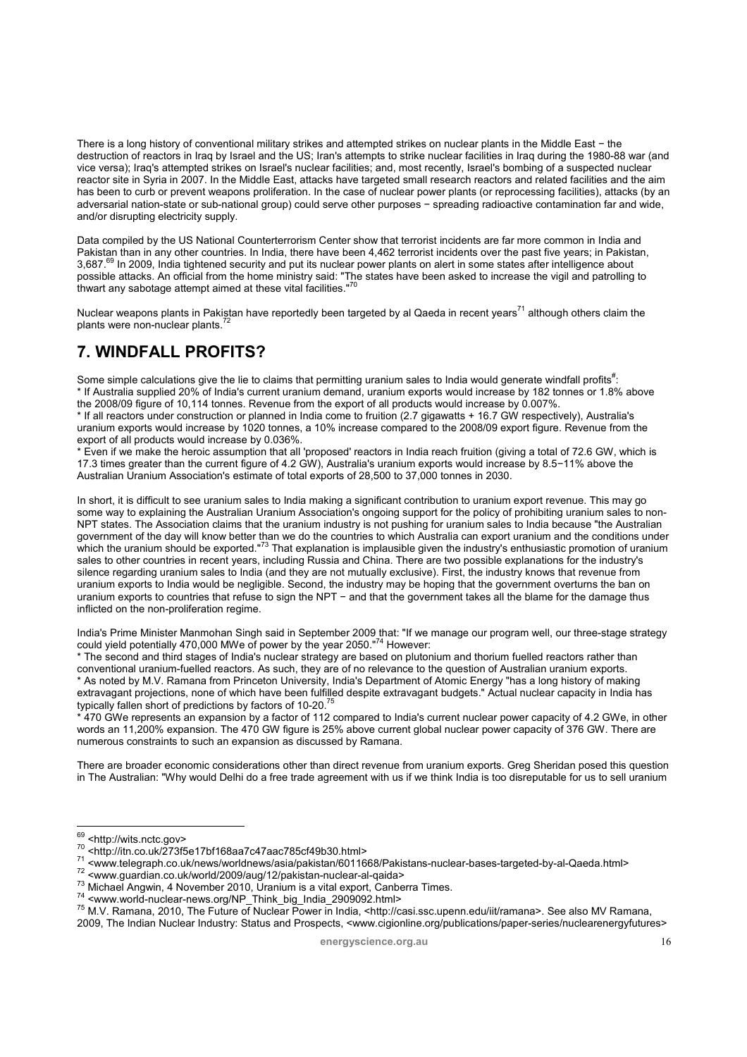There is a long history of conventional military strikes and attempted strikes on nuclear plants in the Middle East − the destruction of reactors in Iraq by Israel and the US; Iran's attempts to strike nuclear facilities in Iraq during the 1980-88 war (and vice versa); Iraq's attempted strikes on Israel's nuclear facilities; and, most recently, Israel's bombing of a suspected nuclear reactor site in Syria in 2007. In the Middle East, attacks have targeted small research reactors and related facilities and the aim has been to curb or prevent weapons proliferation. In the case of nuclear power plants (or reprocessing facilities), attacks (by an adversarial nation-state or sub-national group) could serve other purposes − spreading radioactive contamination far and wide, and/or disrupting electricity supply.

Data compiled by the US National Counterterrorism Center show that terrorist incidents are far more common in India and Pakistan than in any other countries. In India, there have been 4,462 terrorist incidents over the past five years; in Pakistan, 3,687.[69] In 2009, India tightened security and put its nuclear power plants on alert in some states after intelligence about possible attacks. An official from the home ministry said: "The states have been asked to increase the vigil and patrolling to thwart any sabotage attempt aimed at these vital facilities."[70]

Nuclear weapons plants in Pakistan have reportedly been targeted by al Qaeda in recent years[71] although others claim the plants were non-nuclear plants.[72]

## 7. WINDFALL PROFITS?

Some simple calculations give the lie to claims that permitting uranium sales to India would generate windfall profits[#]:
* If Australia supplied 20% of India's current uranium demand, uranium exports would increase by 182 tonnes or 1.8% above the 2008/09 figure of 10,114 tonnes. Revenue from the export of all products would increase by 0.007%.
* If all reactors under construction or planned in India come to fruition (2.7 gigawatts + 16.7 GW respectively), Australia's uranium exports would increase by 1020 tonnes, a 10% increase compared to the 2008/09 export figure. Revenue from the export of all products would increase by 0.036%.
* Even if we make the heroic assumption that all 'proposed' reactors in India reach fruition (giving a total of 72.6 GW, which is 17.3 times greater than the current figure of 4.2 GW), Australia's uranium exports would increase by 8.5−11% above the Australian Uranium Association's estimate of total exports of 28,500 to 37,000 tonnes in 2030.

In short, it is difficult to see uranium sales to India making a significant contribution to uranium export revenue. This may go some way to explaining the Australian Uranium Association's ongoing support for the policy of prohibiting uranium sales to non-NPT states. The Association claims that the uranium industry is not pushing for uranium sales to India because "the Australian government of the day will know better than we do the countries to which Australia can export uranium and the conditions under which the uranium should be exported."[73] That explanation is implausible given the industry's enthusiastic promotion of uranium sales to other countries in recent years, including Russia and China. There are two possible explanations for the industry's silence regarding uranium sales to India (and they are not mutually exclusive). First, the industry knows that revenue from uranium exports to India would be negligible. Second, the industry may be hoping that the government overturns the ban on uranium exports to countries that refuse to sign the NPT − and that the government takes all the blame for the damage thus inflicted on the non-proliferation regime.

India's Prime Minister Manmohan Singh said in September 2009 that: "If we manage our program well, our three-stage strategy could yield potentially 470,000 MWe of power by the year 2050."[74] However:
* The second and third stages of India's nuclear strategy are based on plutonium and thorium fuelled reactors rather than conventional uranium-fuelled reactors. As such, they are of no relevance to the question of Australian uranium exports.
* As noted by M.V. Ramana from Princeton University, India's Department of Atomic Energy "has a long history of making extravagant projections, none of which have been fulfilled despite extravagant budgets." Actual nuclear capacity in India has typically fallen short of predictions by factors of 10-20.[75]
* 470 GWe represents an expansion by a factor of 112 compared to India's current nuclear power capacity of 4.2 GWe, in other words an 11,200% expansion. The 470 GW figure is 25% above current global nuclear power capacity of 376 GW. There are numerous constraints to such an expansion as discussed by Ramana.

There are broader economic considerations other than direct revenue from uranium exports. Greg Sheridan posed this question in The Australian: "Why would Delhi do a free trade agreement with us if we think India is too disreputable for us to sell uranium

---

[69] <http://wits.nctc.gov>
[70] <http://itn.co.uk/273f5e17bf168aa7c47aac785cf49b30.html>
[71] <www.telegraph.co.uk/news/worldnews/asia/pakistan/6011668/Pakistans-nuclear-bases-targeted-by-al-Qaeda.html>
[72] <www.guardian.co.uk/world/2009/aug/12/pakistan-nuclear-al-qaida>
[73] Michael Angwin, 4 November 2010, Uranium is a vital export, Canberra Times.
[74] <www.world-nuclear-news.org/NP_Think_big_India_2909092.html>
[75] M.V. Ramana, 2010, The Future of Nuclear Power in India, <http://casi.ssc.upenn.edu/iit/ramana>. See also MV Ramana, 2009, The Indian Nuclear Industry: Status and Prospects, <www.cigionline.org/publications/paper-series/nuclearenergyfutures>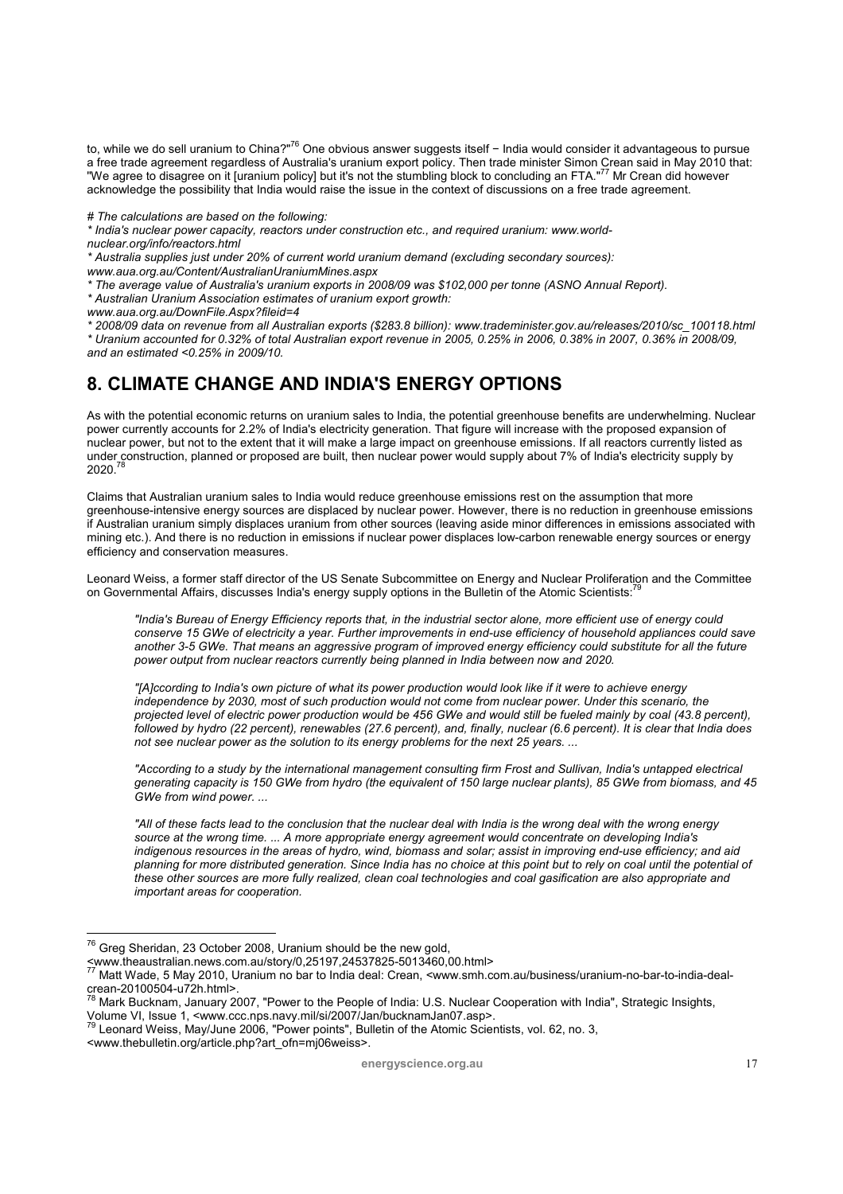to, while we do sell uranium to China?"[76] One obvious answer suggests itself − India would consider it advantageous to pursue a free trade agreement regardless of Australia's uranium export policy. Then trade minister Simon Crean said in May 2010 that: "We agree to disagree on it [uranium policy] but it's not the stumbling block to concluding an FTA."[77] Mr Crean did however acknowledge the possibility that India would raise the issue in the context of discussions on a free trade agreement.

*# The calculations are based on the following:*

*\* India's nuclear power capacity, reactors under construction etc., and required uranium: www.world-nuclear.org/info/reactors.html*

*\* Australia supplies just under 20% of current world uranium demand (excluding secondary sources): www.aua.org.au/Content/AustralianUraniumMines.aspx*

*\* The average value of Australia's uranium exports in 2008/09 was $102,000 per tonne (ASNO Annual Report).*

*\* Australian Uranium Association estimates of uranium export growth: www.aua.org.au/DownFile.Aspx?fileid=4*

*\* 2008/09 data on revenue from all Australian exports ($283.8 billion): www.trademinister.gov.au/releases/2010/sc_100118.html*

*\* Uranium accounted for 0.32% of total Australian export revenue in 2005, 0.25% in 2006, 0.38% in 2007, 0.36% in 2008/09, and an estimated <0.25% in 2009/10.*

## 8. CLIMATE CHANGE AND INDIA'S ENERGY OPTIONS

As with the potential economic returns on uranium sales to India, the potential greenhouse benefits are underwhelming. Nuclear power currently accounts for 2.2% of India's electricity generation. That figure will increase with the proposed expansion of nuclear power, but not to the extent that it will make a large impact on greenhouse emissions. If all reactors currently listed as under construction, planned or proposed are built, then nuclear power would supply about 7% of India's electricity supply by 2020.[78]

Claims that Australian uranium sales to India would reduce greenhouse emissions rest on the assumption that more greenhouse-intensive energy sources are displaced by nuclear power. However, there is no reduction in greenhouse emissions if Australian uranium simply displaces uranium from other sources (leaving aside minor differences in emissions associated with mining etc.). And there is no reduction in emissions if nuclear power displaces low-carbon renewable energy sources or energy efficiency and conservation measures.

Leonard Weiss, a former staff director of the US Senate Subcommittee on Energy and Nuclear Proliferation and the Committee on Governmental Affairs, discusses India's energy supply options in the Bulletin of the Atomic Scientists:[79]

> *"India's Bureau of Energy Efficiency reports that, in the industrial sector alone, more efficient use of energy could conserve 15 GWe of electricity a year. Further improvements in end-use efficiency of household appliances could save another 3-5 GWe. That means an aggressive program of improved energy efficiency could substitute for all the future power output from nuclear reactors currently being planned in India between now and 2020.*
>
> *"[A]ccording to India's own picture of what its power production would look like if it were to achieve energy independence by 2030, most of such production would not come from nuclear power. Under this scenario, the projected level of electric power production would be 456 GWe and would still be fueled mainly by coal (43.8 percent), followed by hydro (22 percent), renewables (27.6 percent), and, finally, nuclear (6.6 percent). It is clear that India does not see nuclear power as the solution to its energy problems for the next 25 years. ...*
>
> *"According to a study by the international management consulting firm Frost and Sullivan, India's untapped electrical generating capacity is 150 GWe from hydro (the equivalent of 150 large nuclear plants), 85 GWe from biomass, and 45 GWe from wind power. ...*
>
> *"All of these facts lead to the conclusion that the nuclear deal with India is the wrong deal with the wrong energy source at the wrong time. ... A more appropriate energy agreement would concentrate on developing India's indigenous resources in the areas of hydro, wind, biomass and solar; assist in improving end-use efficiency; and aid planning for more distributed generation. Since India has no choice at this point but to rely on coal until the potential of these other sources are more fully realized, clean coal technologies and coal gasification are also appropriate and important areas for cooperation.*

---

[76] Greg Sheridan, 23 October 2008, Uranium should be the new gold, <www.theaustralian.news.com.au/story/0,25197,24537825-5013460,00.html>

[77] Matt Wade, 5 May 2010, Uranium no bar to India deal: Crean, <www.smh.com.au/business/uranium-no-bar-to-india-deal-crean-20100504-u72h.html>.

[78] Mark Bucknam, January 2007, "Power to the People of India: U.S. Nuclear Cooperation with India", Strategic Insights, Volume VI, Issue 1, <www.ccc.nps.navy.mil/si/2007/Jan/bucknamJan07.asp>.

[79] Leonard Weiss, May/June 2006, "Power points", Bulletin of the Atomic Scientists, vol. 62, no. 3, <www.thebulletin.org/article.php?art_ofn=mj06weiss>.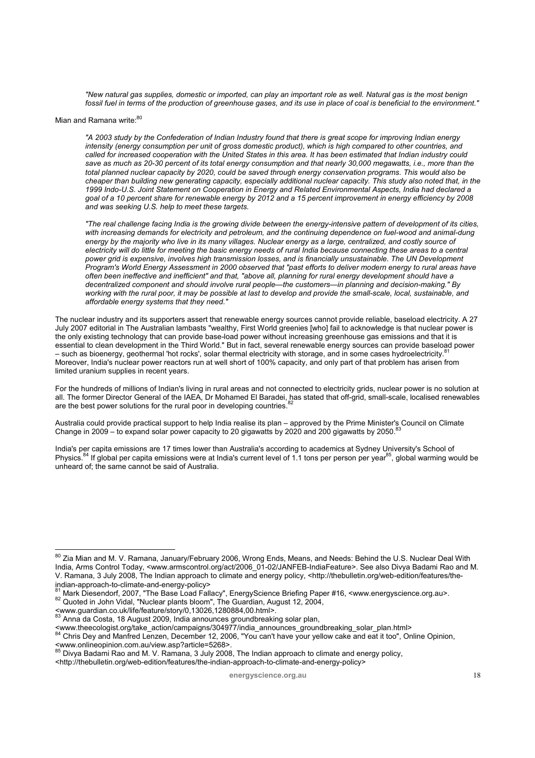*"New natural gas supplies, domestic or imported, can play an important role as well. Natural gas is the most benign fossil fuel in terms of the production of greenhouse gases, and its use in place of coal is beneficial to the environment."*

Mian and Ramana write:[80]

*"A 2003 study by the Confederation of Indian Industry found that there is great scope for improving Indian energy intensity (energy consumption per unit of gross domestic product), which is high compared to other countries, and called for increased cooperation with the United States in this area. It has been estimated that Indian industry could save as much as 20-30 percent of its total energy consumption and that nearly 30,000 megawatts, i.e., more than the total planned nuclear capacity by 2020, could be saved through energy conservation programs. This would also be cheaper than building new generating capacity, especially additional nuclear capacity. This study also noted that, in the 1999 Indo-U.S. Joint Statement on Cooperation in Energy and Related Environmental Aspects, India had declared a goal of a 10 percent share for renewable energy by 2012 and a 15 percent improvement in energy efficiency by 2008 and was seeking U.S. help to meet these targets.*

*"The real challenge facing India is the growing divide between the energy-intensive pattern of development of its cities, with increasing demands for electricity and petroleum, and the continuing dependence on fuel-wood and animal-dung energy by the majority who live in its many villages. Nuclear energy as a large, centralized, and costly source of electricity will do little for meeting the basic energy needs of rural India because connecting these areas to a central power grid is expensive, involves high transmission losses, and is financially unsustainable. The UN Development Program's World Energy Assessment in 2000 observed that "past efforts to deliver modern energy to rural areas have often been ineffective and inefficient" and that, "above all, planning for rural energy development should have a decentralized component and should involve rural people—the customers—in planning and decision-making." By working with the rural poor, it may be possible at last to develop and provide the small-scale, local, sustainable, and affordable energy systems that they need."*

The nuclear industry and its supporters assert that renewable energy sources cannot provide reliable, baseload electricity. A 27 July 2007 editorial in The Australian lambasts "wealthy, First World greenies [who] fail to acknowledge is that nuclear power is the only existing technology that can provide base-load power without increasing greenhouse gas emissions and that it is essential to clean development in the Third World." But in fact, several renewable energy sources can provide baseload power – such as bioenergy, geothermal 'hot rocks', solar thermal electricity with storage, and in some cases hydroelectricity.[81] Moreover, India's nuclear power reactors run at well short of 100% capacity, and only part of that problem has arisen from limited uranium supplies in recent years.

For the hundreds of millions of Indian's living in rural areas and not connected to electricity grids, nuclear power is no solution at all. The former Director General of the IAEA, Dr Mohamed El Baradei, has stated that off-grid, small-scale, localised renewables are the best power solutions for the rural poor in developing countries.[82]

Australia could provide practical support to help India realise its plan – approved by the Prime Minister's Council on Climate Change in 2009 – to expand solar power capacity to 20 gigawatts by 2020 and 200 gigawatts by 2050.[83]

India's per capita emissions are 17 times lower than Australia's according to academics at Sydney University's School of Physics.[84] If global per capita emissions were at India's current level of 1.1 tons per person per year[85], global warming would be unheard of; the same cannot be said of Australia.

---

[80] Zia Mian and M. V. Ramana, January/February 2006, Wrong Ends, Means, and Needs: Behind the U.S. Nuclear Deal With India, Arms Control Today, <www.armscontrol.org/act/2006_01-02/JANFEB-IndiaFeature>. See also Divya Badami Rao and M. V. Ramana, 3 July 2008, The Indian approach to climate and energy policy, <http://thebulletin.org/web-edition/features/the-indian-approach-to-climate-and-energy-policy>

[81] Mark Diesendorf, 2007, "The Base Load Fallacy", EnergyScience Briefing Paper #16, <www.energyscience.org.au>.

[82] Quoted in John Vidal, "Nuclear plants bloom", The Guardian, August 12, 2004, <www.guardian.co.uk/life/feature/story/0,13026,1280884,00.html>.

[83] Anna da Costa, 18 August 2009, India announces groundbreaking solar plan, <www.theecologist.org/take_action/campaigns/304977/india_announces_groundbreaking_solar_plan.html>

[84] Chris Dey and Manfred Lenzen, December 12, 2006, "You can't have your yellow cake and eat it too", Online Opinion, <www.onlineopinion.com.au/view.asp?article=5268>.

[85] Divya Badami Rao and M. V. Ramana, 3 July 2008, The Indian approach to climate and energy policy, <http://thebulletin.org/web-edition/features/the-indian-approach-to-climate-and-energy-policy>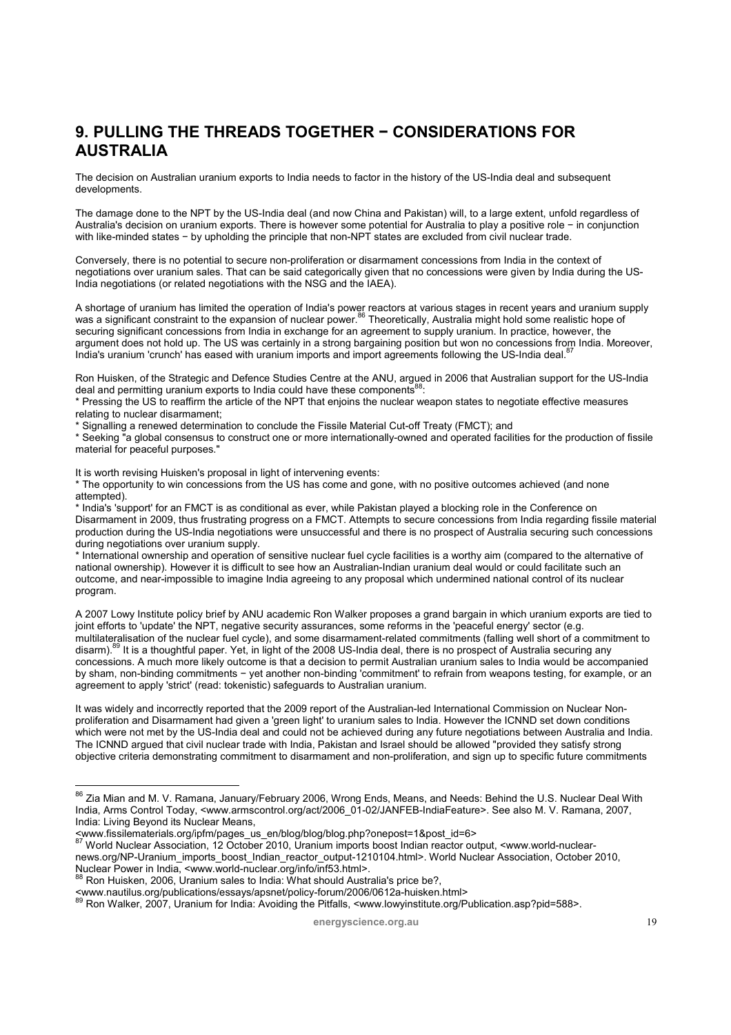# 9. PULLING THE THREADS TOGETHER − CONSIDERATIONS FOR AUSTRALIA

The decision on Australian uranium exports to India needs to factor in the history of the US-India deal and subsequent developments.

The damage done to the NPT by the US-India deal (and now China and Pakistan) will, to a large extent, unfold regardless of Australia's decision on uranium exports. There is however some potential for Australia to play a positive role − in conjunction with like-minded states − by upholding the principle that non-NPT states are excluded from civil nuclear trade.

Conversely, there is no potential to secure non-proliferation or disarmament concessions from India in the context of negotiations over uranium sales. That can be said categorically given that no concessions were given by India during the US-India negotiations (or related negotiations with the NSG and the IAEA).

A shortage of uranium has limited the operation of India's power reactors at various stages in recent years and uranium supply was a significant constraint to the expansion of nuclear power.[86] Theoretically, Australia might hold some realistic hope of securing significant concessions from India in exchange for an agreement to supply uranium. In practice, however, the argument does not hold up. The US was certainly in a strong bargaining position but won no concessions from India. Moreover, India's uranium 'crunch' has eased with uranium imports and import agreements following the US-India deal.[87]

Ron Huisken, of the Strategic and Defence Studies Centre at the ANU, argued in 2006 that Australian support for the US-India deal and permitting uranium exports to India could have these components[88]:

* Pressing the US to reaffirm the article of the NPT that enjoins the nuclear weapon states to negotiate effective measures relating to nuclear disarmament;
* Signalling a renewed determination to conclude the Fissile Material Cut-off Treaty (FMCT); and
* Seeking "a global consensus to construct one or more internationally-owned and operated facilities for the production of fissile material for peaceful purposes."

It is worth revising Huisken's proposal in light of intervening events:

* The opportunity to win concessions from the US has come and gone, with no positive outcomes achieved (and none attempted).
* India's 'support' for an FMCT is as conditional as ever, while Pakistan played a blocking role in the Conference on Disarmament in 2009, thus frustrating progress on a FMCT. Attempts to secure concessions from India regarding fissile material production during the US-India negotiations were unsuccessful and there is no prospect of Australia securing such concessions during negotiations over uranium supply.
* International ownership and operation of sensitive nuclear fuel cycle facilities is a worthy aim (compared to the alternative of national ownership). However it is difficult to see how an Australian-Indian uranium deal would or could facilitate such an outcome, and near-impossible to imagine India agreeing to any proposal which undermined national control of its nuclear program.

A 2007 Lowy Institute policy brief by ANU academic Ron Walker proposes a grand bargain in which uranium exports are tied to joint efforts to 'update' the NPT, negative security assurances, some reforms in the 'peaceful energy' sector (e.g. multilateralisation of the nuclear fuel cycle), and some disarmament-related commitments (falling well short of a commitment to disarm).[89] It is a thoughtful paper. Yet, in light of the 2008 US-India deal, there is no prospect of Australia securing any concessions. A much more likely outcome is that a decision to permit Australian uranium sales to India would be accompanied by sham, non-binding commitments − yet another non-binding 'commitment' to refrain from weapons testing, for example, or an agreement to apply 'strict' (read: tokenistic) safeguards to Australian uranium.

It was widely and incorrectly reported that the 2009 report of the Australian-led International Commission on Nuclear Non-proliferation and Disarmament had given a 'green light' to uranium sales to India. However the ICNND set down conditions which were not met by the US-India deal and could not be achieved during any future negotiations between Australia and India. The ICNND argued that civil nuclear trade with India, Pakistan and Israel should be allowed "provided they satisfy strong objective criteria demonstrating commitment to disarmament and non-proliferation, and sign up to specific future commitments

---

[86] Zia Mian and M. V. Ramana, January/February 2006, Wrong Ends, Means, and Needs: Behind the U.S. Nuclear Deal With India, Arms Control Today, <www.armscontrol.org/act/2006_01-02/JANFEB-IndiaFeature>. See also M. V. Ramana, 2007, India: Living Beyond its Nuclear Means, <www.fissilematerials.org/ipfm/pages_us_en/blog/blog/blog.php?onepost=1&post_id=6>

[87] World Nuclear Association, 12 October 2010, Uranium imports boost Indian reactor output, <www.world-nuclear-news.org/NP-Uranium_imports_boost_Indian_reactor_output-1210104.html>. World Nuclear Association, October 2010, Nuclear Power in India, <www.world-nuclear.org/info/inf53.html>.

[88] Ron Huisken, 2006, Uranium sales to India: What should Australia's price be?, <www.nautilus.org/publications/essays/apsnet/policy-forum/2006/0612a-huisken.html>

[89] Ron Walker, 2007, Uranium for India: Avoiding the Pitfalls, <www.lowyinstitute.org/Publication.asp?pid=588>.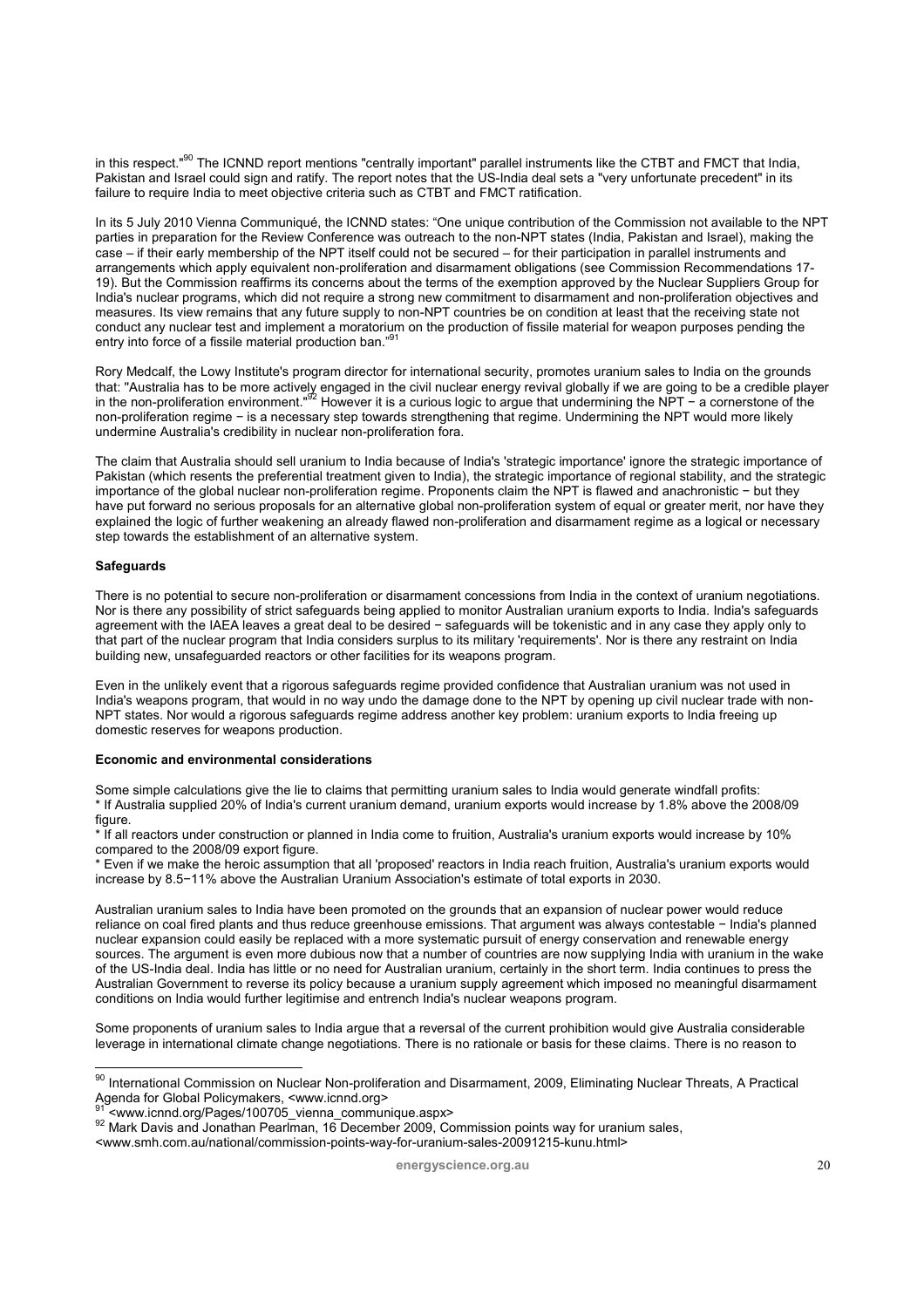in this respect."[90] The ICNND report mentions "centrally important" parallel instruments like the CTBT and FMCT that India, Pakistan and Israel could sign and ratify. The report notes that the US-India deal sets a "very unfortunate precedent" in its failure to require India to meet objective criteria such as CTBT and FMCT ratification.

In its 5 July 2010 Vienna Communiqué, the ICNND states: "One unique contribution of the Commission not available to the NPT parties in preparation for the Review Conference was outreach to the non-NPT states (India, Pakistan and Israel), making the case – if their early membership of the NPT itself could not be secured – for their participation in parallel instruments and arrangements which apply equivalent non-proliferation and disarmament obligations (see Commission Recommendations 17-19). But the Commission reaffirms its concerns about the terms of the exemption approved by the Nuclear Suppliers Group for India's nuclear programs, which did not require a strong new commitment to disarmament and non-proliferation objectives and measures. Its view remains that any future supply to non-NPT countries be on condition at least that the receiving state not conduct any nuclear test and implement a moratorium on the production of fissile material for weapon purposes pending the entry into force of a fissile material production ban."[91]

Rory Medcalf, the Lowy Institute's program director for international security, promotes uranium sales to India on the grounds that: "Australia has to be more actively engaged in the civil nuclear energy revival globally if we are going to be a credible player in the non-proliferation environment."[92] However it is a curious logic to argue that undermining the NPT − a cornerstone of the non-proliferation regime − is a necessary step towards strengthening that regime. Undermining the NPT would more likely undermine Australia's credibility in nuclear non-proliferation fora.

The claim that Australia should sell uranium to India because of India's 'strategic importance' ignore the strategic importance of Pakistan (which resents the preferential treatment given to India), the strategic importance of regional stability, and the strategic importance of the global nuclear non-proliferation regime. Proponents claim the NPT is flawed and anachronistic − but they have put forward no serious proposals for an alternative global non-proliferation system of equal or greater merit, nor have they explained the logic of further weakening an already flawed non-proliferation and disarmament regime as a logical or necessary step towards the establishment of an alternative system.

**Safeguards**

There is no potential to secure non-proliferation or disarmament concessions from India in the context of uranium negotiations. Nor is there any possibility of strict safeguards being applied to monitor Australian uranium exports to India. India's safeguards agreement with the IAEA leaves a great deal to be desired − safeguards will be tokenistic and in any case they apply only to that part of the nuclear program that India considers surplus to its military 'requirements'. Nor is there any restraint on India building new, unsafeguarded reactors or other facilities for its weapons program.

Even in the unlikely event that a rigorous safeguards regime provided confidence that Australian uranium was not used in India's weapons program, that would in no way undo the damage done to the NPT by opening up civil nuclear trade with non-NPT states. Nor would a rigorous safeguards regime address another key problem: uranium exports to India freeing up domestic reserves for weapons production.

**Economic and environmental considerations**

Some simple calculations give the lie to claims that permitting uranium sales to India would generate windfall profits:
* If Australia supplied 20% of India's current uranium demand, uranium exports would increase by 1.8% above the 2008/09 figure.
* If all reactors under construction or planned in India come to fruition, Australia's uranium exports would increase by 10% compared to the 2008/09 export figure.
* Even if we make the heroic assumption that all 'proposed' reactors in India reach fruition, Australia's uranium exports would increase by 8.5−11% above the Australian Uranium Association's estimate of total exports in 2030.

Australian uranium sales to India have been promoted on the grounds that an expansion of nuclear power would reduce reliance on coal fired plants and thus reduce greenhouse emissions. That argument was always contestable − India's planned nuclear expansion could easily be replaced with a more systematic pursuit of energy conservation and renewable energy sources. The argument is even more dubious now that a number of countries are now supplying India with uranium in the wake of the US-India deal. India has little or no need for Australian uranium, certainly in the short term. India continues to press the Australian Government to reverse its policy because a uranium supply agreement which imposed no meaningful disarmament conditions on India would further legitimise and entrench India's nuclear weapons program.

Some proponents of uranium sales to India argue that a reversal of the current prohibition would give Australia considerable leverage in international climate change negotiations. There is no rationale or basis for these claims. There is no reason to

---

[90] International Commission on Nuclear Non-proliferation and Disarmament, 2009, Eliminating Nuclear Threats, A Practical Agenda for Global Policymakers, <www.icnnd.org>

[91] <www.icnnd.org/Pages/100705_vienna_communique.aspx>

[92] Mark Davis and Jonathan Pearlman, 16 December 2009, Commission points way for uranium sales, <www.smh.com.au/national/commission-points-way-for-uranium-sales-20091215-kunu.html>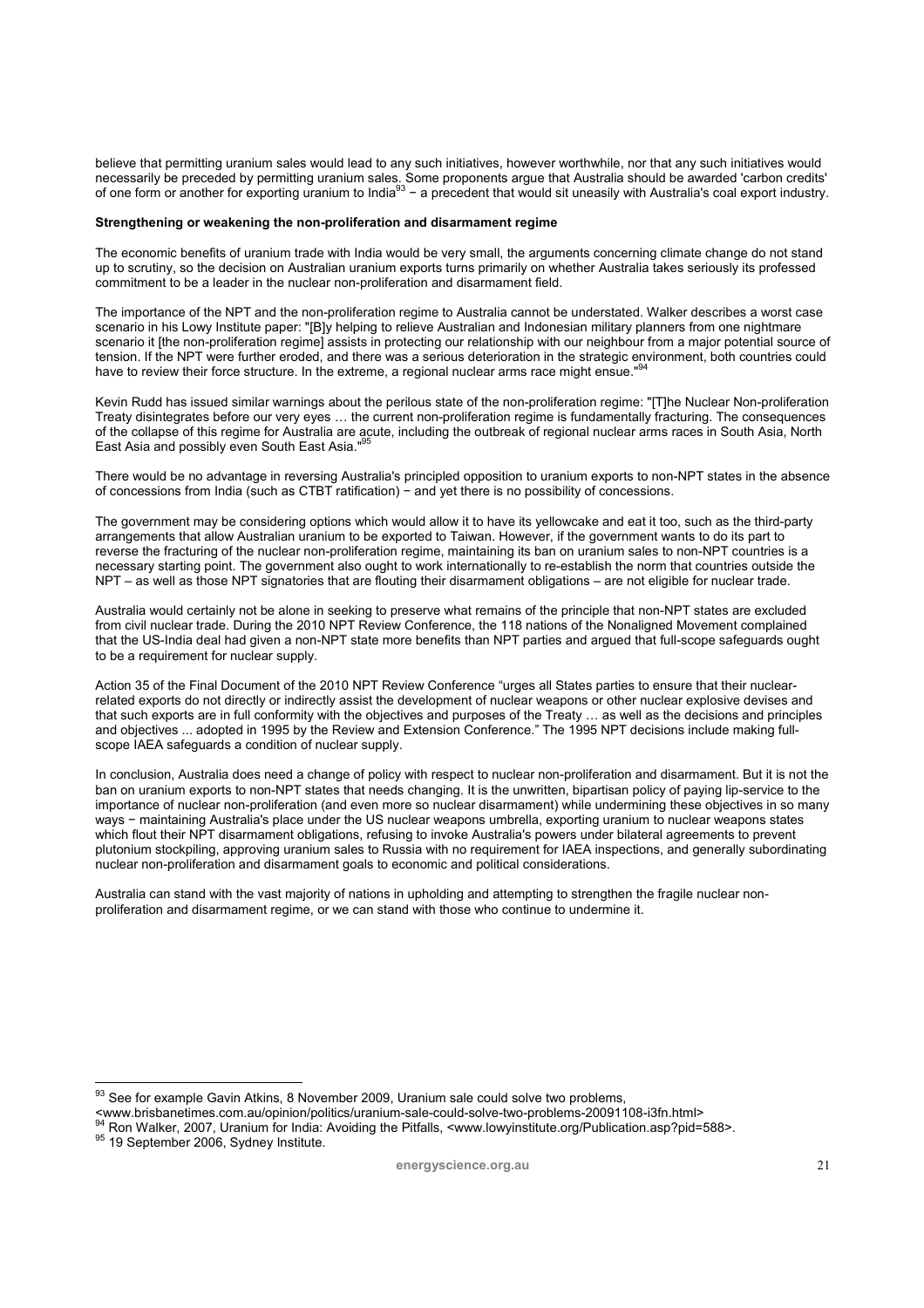believe that permitting uranium sales would lead to any such initiatives, however worthwhile, nor that any such initiatives would necessarily be preceded by permitting uranium sales. Some proponents argue that Australia should be awarded 'carbon credits' of one form or another for exporting uranium to India[93] − a precedent that would sit uneasily with Australia's coal export industry.

**Strengthening or weakening the non-proliferation and disarmament regime**

The economic benefits of uranium trade with India would be very small, the arguments concerning climate change do not stand up to scrutiny, so the decision on Australian uranium exports turns primarily on whether Australia takes seriously its professed commitment to be a leader in the nuclear non-proliferation and disarmament field.

The importance of the NPT and the non-proliferation regime to Australia cannot be understated. Walker describes a worst case scenario in his Lowy Institute paper: "[B]y helping to relieve Australian and Indonesian military planners from one nightmare scenario it [the non-proliferation regime] assists in protecting our relationship with our neighbour from a major potential source of tension. If the NPT were further eroded, and there was a serious deterioration in the strategic environment, both countries could have to review their force structure. In the extreme, a regional nuclear arms race might ensue."[94]

Kevin Rudd has issued similar warnings about the perilous state of the non-proliferation regime: "[T]he Nuclear Non-proliferation Treaty disintegrates before our very eyes … the current non-proliferation regime is fundamentally fracturing. The consequences of the collapse of this regime for Australia are acute, including the outbreak of regional nuclear arms races in South Asia, North East Asia and possibly even South East Asia."[95]

There would be no advantage in reversing Australia's principled opposition to uranium exports to non-NPT states in the absence of concessions from India (such as CTBT ratification) − and yet there is no possibility of concessions.

The government may be considering options which would allow it to have its yellowcake and eat it too, such as the third-party arrangements that allow Australian uranium to be exported to Taiwan. However, if the government wants to do its part to reverse the fracturing of the nuclear non-proliferation regime, maintaining its ban on uranium sales to non-NPT countries is a necessary starting point. The government also ought to work internationally to re-establish the norm that countries outside the NPT – as well as those NPT signatories that are flouting their disarmament obligations – are not eligible for nuclear trade.

Australia would certainly not be alone in seeking to preserve what remains of the principle that non-NPT states are excluded from civil nuclear trade. During the 2010 NPT Review Conference, the 118 nations of the Nonaligned Movement complained that the US-India deal had given a non-NPT state more benefits than NPT parties and argued that full-scope safeguards ought to be a requirement for nuclear supply.

Action 35 of the Final Document of the 2010 NPT Review Conference "urges all States parties to ensure that their nuclear-related exports do not directly or indirectly assist the development of nuclear weapons or other nuclear explosive devises and that such exports are in full conformity with the objectives and purposes of the Treaty … as well as the decisions and principles and objectives ... adopted in 1995 by the Review and Extension Conference." The 1995 NPT decisions include making full-scope IAEA safeguards a condition of nuclear supply.

In conclusion, Australia does need a change of policy with respect to nuclear non-proliferation and disarmament. But it is not the ban on uranium exports to non-NPT states that needs changing. It is the unwritten, bipartisan policy of paying lip-service to the importance of nuclear non-proliferation (and even more so nuclear disarmament) while undermining these objectives in so many ways − maintaining Australia's place under the US nuclear weapons umbrella, exporting uranium to nuclear weapons states which flout their NPT disarmament obligations, refusing to invoke Australia's powers under bilateral agreements to prevent plutonium stockpiling, approving uranium sales to Russia with no requirement for IAEA inspections, and generally subordinating nuclear non-proliferation and disarmament goals to economic and political considerations.

Australia can stand with the vast majority of nations in upholding and attempting to strengthen the fragile nuclear non-proliferation and disarmament regime, or we can stand with those who continue to undermine it.

---

[93] See for example Gavin Atkins, 8 November 2009, Uranium sale could solve two problems, <www.brisbanetimes.com.au/opinion/politics/uranium-sale-could-solve-two-problems-20091108-i3fn.html>

[94] Ron Walker, 2007, Uranium for India: Avoiding the Pitfalls, <www.lowyinstitute.org/Publication.asp?pid=588>.

[95] 19 September 2006, Sydney Institute.